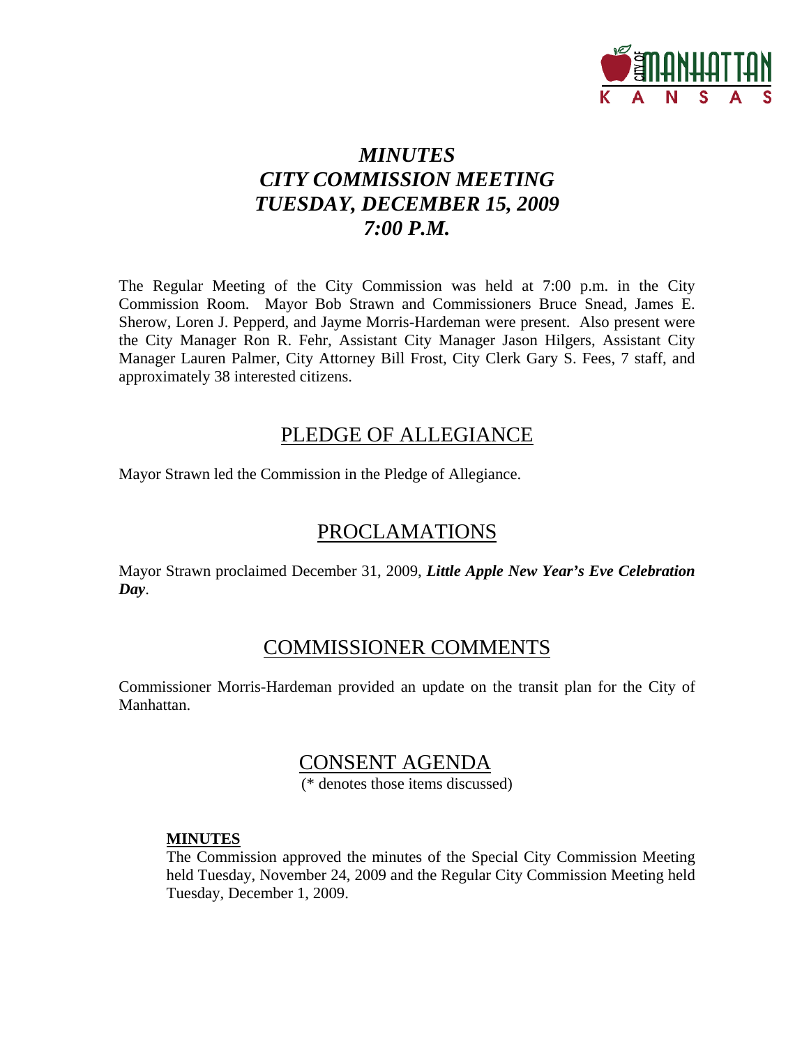# *MINUTES*
# *CITY COMMISSION MEETING*
# *TUESDAY, DECEMBER 15, 2009*
# *7:00 P.M.*

The Regular Meeting of the City Commission was held at 7:00 p.m. in the City Commission Room. Mayor Bob Strawn and Commissioners Bruce Snead, James E. Sherow, Loren J. Pepperd, and Jayme Morris-Hardeman were present. Also present were the City Manager Ron R. Fehr, Assistant City Manager Jason Hilgers, Assistant City Manager Lauren Palmer, City Attorney Bill Frost, City Clerk Gary S. Fees, 7 staff, and approximately 38 interested citizens.

## PLEDGE OF ALLEGIANCE

Mayor Strawn led the Commission in the Pledge of Allegiance.

## PROCLAMATIONS

Mayor Strawn proclaimed December 31, 2009, ***Little Apple New Year's Eve Celebration Day***.

## COMMISSIONER COMMENTS

Commissioner Morris-Hardeman provided an update on the transit plan for the City of Manhattan.

## CONSENT AGENDA

(* denotes those items discussed)

**MINUTES**

The Commission approved the minutes of the Special City Commission Meeting held Tuesday, November 24, 2009 and the Regular City Commission Meeting held Tuesday, December 1, 2009.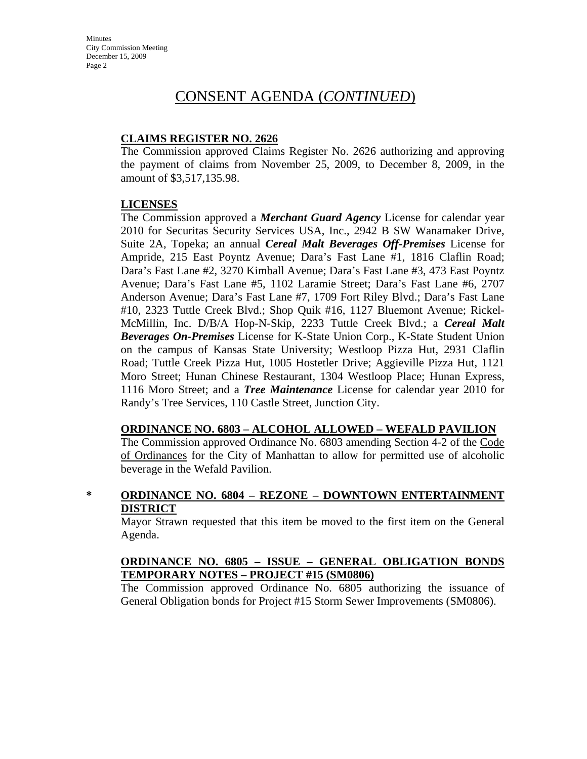# CONSENT AGENDA (*CONTINUED*)

**CLAIMS REGISTER NO. 2626**

The Commission approved Claims Register No. 2626 authorizing and approving the payment of claims from November 25, 2009, to December 8, 2009, in the amount of $3,517,135.98.

**LICENSES**

The Commission approved a ***Merchant Guard Agency*** License for calendar year 2010 for Securitas Security Services USA, Inc., 2942 B SW Wanamaker Drive, Suite 2A, Topeka; an annual ***Cereal Malt Beverages Off-Premises*** License for Ampride, 215 East Poyntz Avenue; Dara's Fast Lane #1, 1816 Claflin Road; Dara's Fast Lane #2, 3270 Kimball Avenue; Dara's Fast Lane #3, 473 East Poyntz Avenue; Dara's Fast Lane #5, 1102 Laramie Street; Dara's Fast Lane #6, 2707 Anderson Avenue; Dara's Fast Lane #7, 1709 Fort Riley Blvd.; Dara's Fast Lane #10, 2323 Tuttle Creek Blvd.; Shop Quik #16, 1127 Bluemont Avenue; Rickel-McMillin, Inc. D/B/A Hop-N-Skip, 2233 Tuttle Creek Blvd.; a ***Cereal Malt Beverages On-Premises*** License for K-State Union Corp., K-State Student Union on the campus of Kansas State University; Westloop Pizza Hut, 2931 Claflin Road; Tuttle Creek Pizza Hut, 1005 Hostetler Drive; Aggieville Pizza Hut, 1121 Moro Street; Hunan Chinese Restaurant, 1304 Westloop Place; Hunan Express, 1116 Moro Street; and a ***Tree Maintenance*** License for calendar year 2010 for Randy's Tree Services, 110 Castle Street, Junction City.

**ORDINANCE NO. 6803 – ALCOHOL ALLOWED – WEFALD PAVILION**

The Commission approved Ordinance No. 6803 amending Section 4-2 of the Code of Ordinances for the City of Manhattan to allow for permitted use of alcoholic beverage in the Wefald Pavilion.

\* **ORDINANCE NO. 6804 – REZONE – DOWNTOWN ENTERTAINMENT DISTRICT**

Mayor Strawn requested that this item be moved to the first item on the General Agenda.

**ORDINANCE NO. 6805 – ISSUE – GENERAL OBLIGATION BONDS TEMPORARY NOTES – PROJECT #15 (SM0806)**

The Commission approved Ordinance No. 6805 authorizing the issuance of General Obligation bonds for Project #15 Storm Sewer Improvements (SM0806).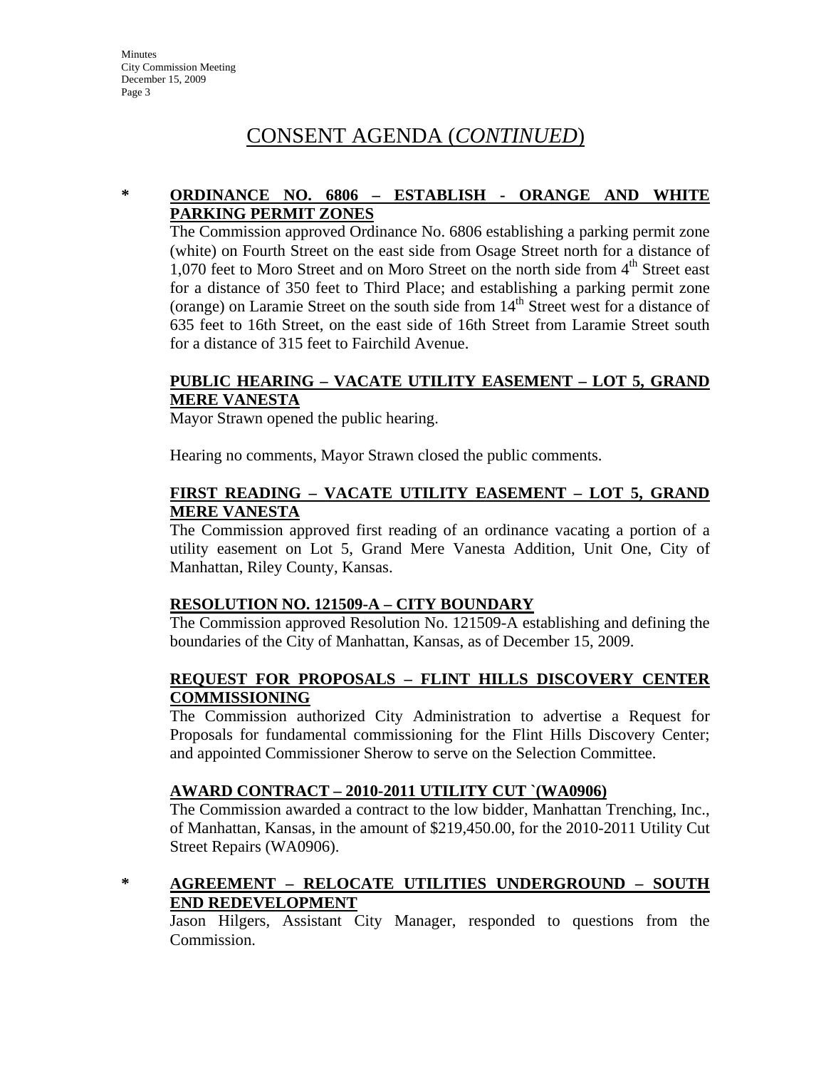# CONSENT AGENDA (*CONTINUED*)

**\* ORDINANCE NO. 6806 – ESTABLISH - ORANGE AND WHITE PARKING PERMIT ZONES**

The Commission approved Ordinance No. 6806 establishing a parking permit zone (white) on Fourth Street on the east side from Osage Street north for a distance of 1,070 feet to Moro Street and on Moro Street on the north side from 4th Street east for a distance of 350 feet to Third Place; and establishing a parking permit zone (orange) on Laramie Street on the south side from 14th Street west for a distance of 635 feet to 16th Street, on the east side of 16th Street from Laramie Street south for a distance of 315 feet to Fairchild Avenue.

**PUBLIC HEARING – VACATE UTILITY EASEMENT – LOT 5, GRAND MERE VANESTA**

Mayor Strawn opened the public hearing.

Hearing no comments, Mayor Strawn closed the public comments.

**FIRST READING – VACATE UTILITY EASEMENT – LOT 5, GRAND MERE VANESTA**

The Commission approved first reading of an ordinance vacating a portion of a utility easement on Lot 5, Grand Mere Vanesta Addition, Unit One, City of Manhattan, Riley County, Kansas.

**RESOLUTION NO. 121509-A – CITY BOUNDARY**

The Commission approved Resolution No. 121509-A establishing and defining the boundaries of the City of Manhattan, Kansas, as of December 15, 2009.

**REQUEST FOR PROPOSALS – FLINT HILLS DISCOVERY CENTER COMMISSIONING**

The Commission authorized City Administration to advertise a Request for Proposals for fundamental commissioning for the Flint Hills Discovery Center; and appointed Commissioner Sherow to serve on the Selection Committee.

**AWARD CONTRACT – 2010-2011 UTILITY CUT `(WA0906)**

The Commission awarded a contract to the low bidder, Manhattan Trenching, Inc., of Manhattan, Kansas, in the amount of $219,450.00, for the 2010-2011 Utility Cut Street Repairs (WA0906).

**\* AGREEMENT – RELOCATE UTILITIES UNDERGROUND – SOUTH END REDEVELOPMENT**

Jason Hilgers, Assistant City Manager, responded to questions from the Commission.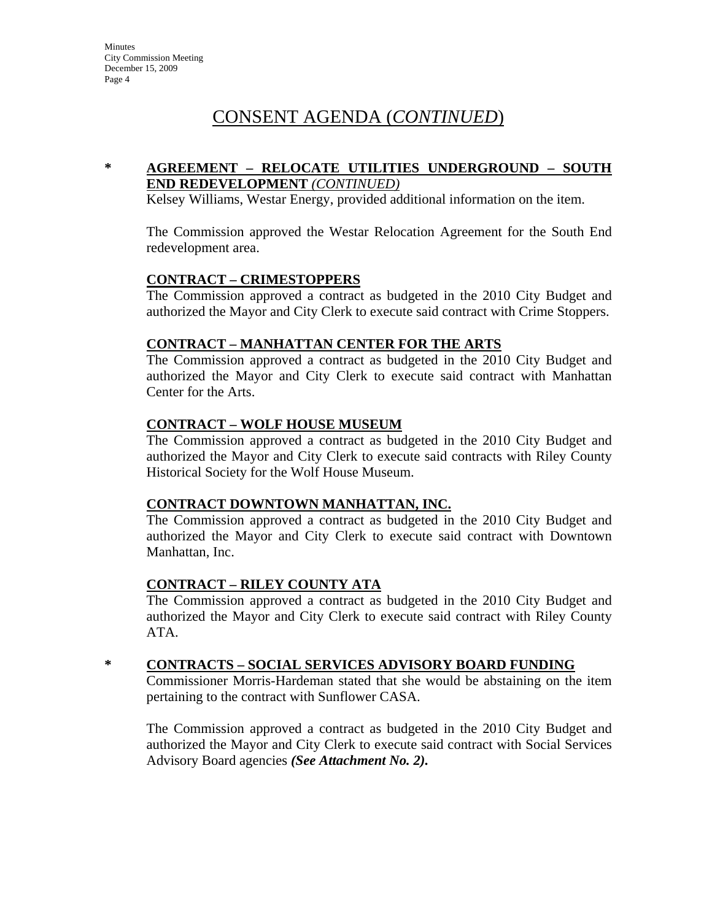# CONSENT AGENDA (*CONTINUED*)

**\*** **AGREEMENT – RELOCATE UTILITIES UNDERGROUND – SOUTH END REDEVELOPMENT** ***(CONTINUED)***

Kelsey Williams, Westar Energy, provided additional information on the item.

The Commission approved the Westar Relocation Agreement for the South End redevelopment area.

**CONTRACT – CRIMESTOPPERS**

The Commission approved a contract as budgeted in the 2010 City Budget and authorized the Mayor and City Clerk to execute said contract with Crime Stoppers.

**CONTRACT – MANHATTAN CENTER FOR THE ARTS**

The Commission approved a contract as budgeted in the 2010 City Budget and authorized the Mayor and City Clerk to execute said contract with Manhattan Center for the Arts.

**CONTRACT – WOLF HOUSE MUSEUM**

The Commission approved a contract as budgeted in the 2010 City Budget and authorized the Mayor and City Clerk to execute said contracts with Riley County Historical Society for the Wolf House Museum.

**CONTRACT DOWNTOWN MANHATTAN, INC.**

The Commission approved a contract as budgeted in the 2010 City Budget and authorized the Mayor and City Clerk to execute said contract with Downtown Manhattan, Inc.

**CONTRACT – RILEY COUNTY ATA**

The Commission approved a contract as budgeted in the 2010 City Budget and authorized the Mayor and City Clerk to execute said contract with Riley County ATA.

**\*** **CONTRACTS – SOCIAL SERVICES ADVISORY BOARD FUNDING**

Commissioner Morris-Hardeman stated that she would be abstaining on the item pertaining to the contract with Sunflower CASA.

The Commission approved a contract as budgeted in the 2010 City Budget and authorized the Mayor and City Clerk to execute said contract with Social Services Advisory Board agencies ***(See Attachment No. 2).***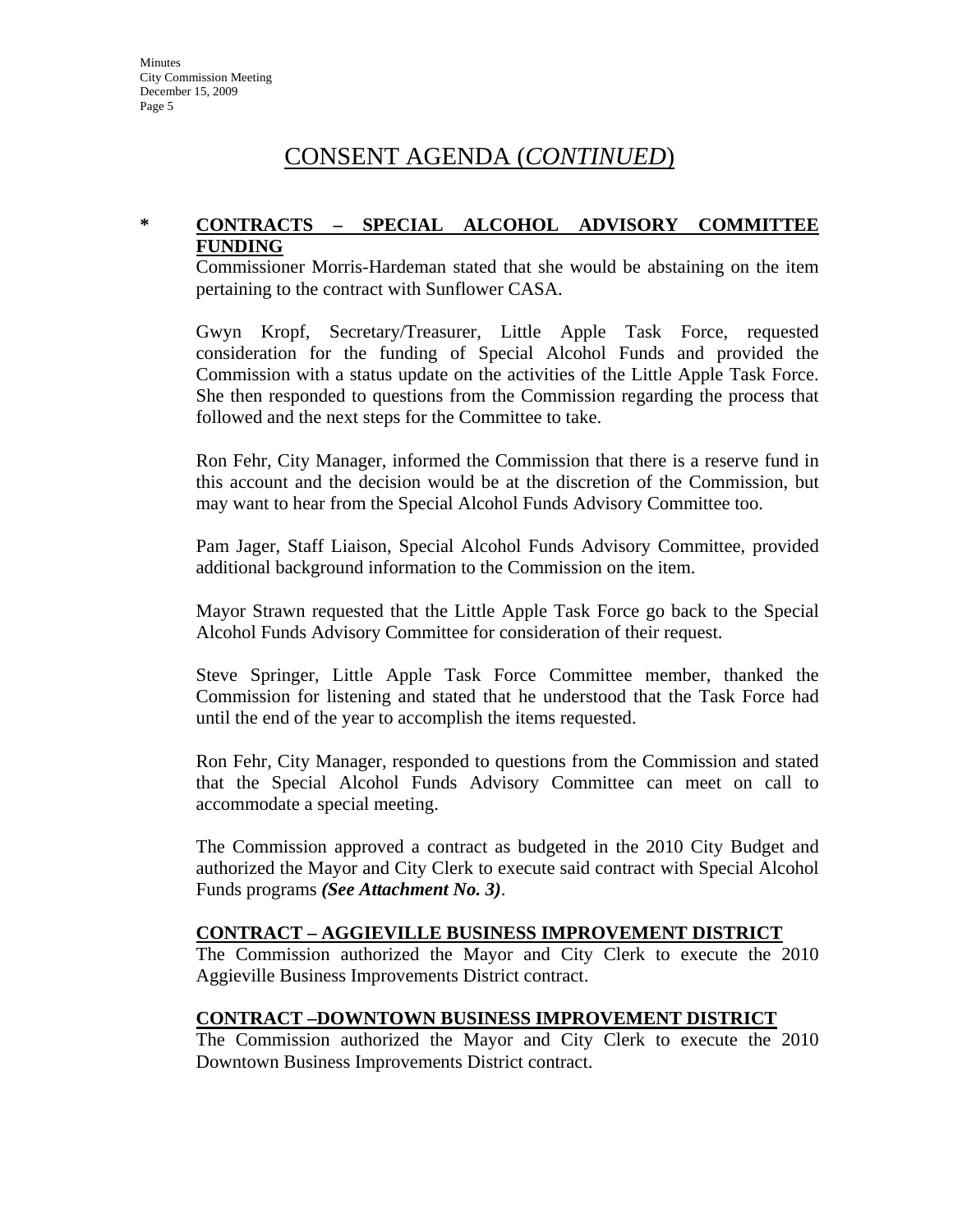## CONSENT AGENDA (*CONTINUED*)

**\* CONTRACTS – SPECIAL ALCOHOL ADVISORY COMMITTEE FUNDING**

Commissioner Morris-Hardeman stated that she would be abstaining on the item pertaining to the contract with Sunflower CASA.

Gwyn Kropf, Secretary/Treasurer, Little Apple Task Force, requested consideration for the funding of Special Alcohol Funds and provided the Commission with a status update on the activities of the Little Apple Task Force. She then responded to questions from the Commission regarding the process that followed and the next steps for the Committee to take.

Ron Fehr, City Manager, informed the Commission that there is a reserve fund in this account and the decision would be at the discretion of the Commission, but may want to hear from the Special Alcohol Funds Advisory Committee too.

Pam Jager, Staff Liaison, Special Alcohol Funds Advisory Committee, provided additional background information to the Commission on the item.

Mayor Strawn requested that the Little Apple Task Force go back to the Special Alcohol Funds Advisory Committee for consideration of their request.

Steve Springer, Little Apple Task Force Committee member, thanked the Commission for listening and stated that he understood that the Task Force had until the end of the year to accomplish the items requested.

Ron Fehr, City Manager, responded to questions from the Commission and stated that the Special Alcohol Funds Advisory Committee can meet on call to accommodate a special meeting.

The Commission approved a contract as budgeted in the 2010 City Budget and authorized the Mayor and City Clerk to execute said contract with Special Alcohol Funds programs ***(See Attachment No. 3)***.

**CONTRACT – AGGIEVILLE BUSINESS IMPROVEMENT DISTRICT**

The Commission authorized the Mayor and City Clerk to execute the 2010 Aggieville Business Improvements District contract.

**CONTRACT –DOWNTOWN BUSINESS IMPROVEMENT DISTRICT**

The Commission authorized the Mayor and City Clerk to execute the 2010 Downtown Business Improvements District contract.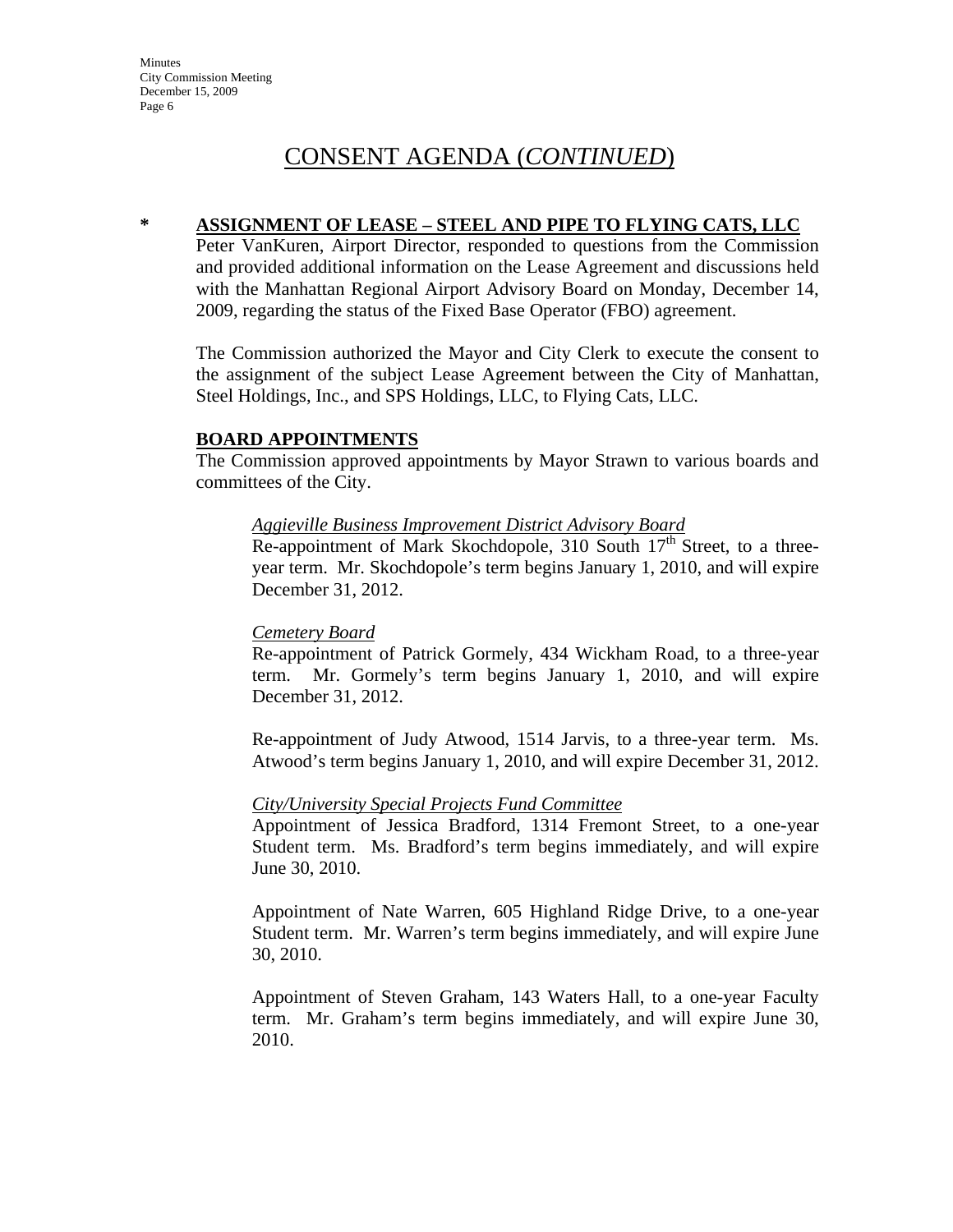# CONSENT AGENDA (*CONTINUED*)

\* **ASSIGNMENT OF LEASE – STEEL AND PIPE TO FLYING CATS, LLC**

Peter VanKuren, Airport Director, responded to questions from the Commission and provided additional information on the Lease Agreement and discussions held with the Manhattan Regional Airport Advisory Board on Monday, December 14, 2009, regarding the status of the Fixed Base Operator (FBO) agreement.

The Commission authorized the Mayor and City Clerk to execute the consent to the assignment of the subject Lease Agreement between the City of Manhattan, Steel Holdings, Inc., and SPS Holdings, LLC, to Flying Cats, LLC.

**BOARD APPOINTMENTS**

The Commission approved appointments by Mayor Strawn to various boards and committees of the City.

*Aggieville Business Improvement District Advisory Board*

Re-appointment of Mark Skochdopole, 310 South 17th Street, to a three-year term. Mr. Skochdopole's term begins January 1, 2010, and will expire December 31, 2012.

*Cemetery Board*

Re-appointment of Patrick Gormely, 434 Wickham Road, to a three-year term. Mr. Gormely's term begins January 1, 2010, and will expire December 31, 2012.

Re-appointment of Judy Atwood, 1514 Jarvis, to a three-year term. Ms. Atwood's term begins January 1, 2010, and will expire December 31, 2012.

*City/University Special Projects Fund Committee*

Appointment of Jessica Bradford, 1314 Fremont Street, to a one-year Student term. Ms. Bradford's term begins immediately, and will expire June 30, 2010.

Appointment of Nate Warren, 605 Highland Ridge Drive, to a one-year Student term. Mr. Warren's term begins immediately, and will expire June 30, 2010.

Appointment of Steven Graham, 143 Waters Hall, to a one-year Faculty term. Mr. Graham's term begins immediately, and will expire June 30, 2010.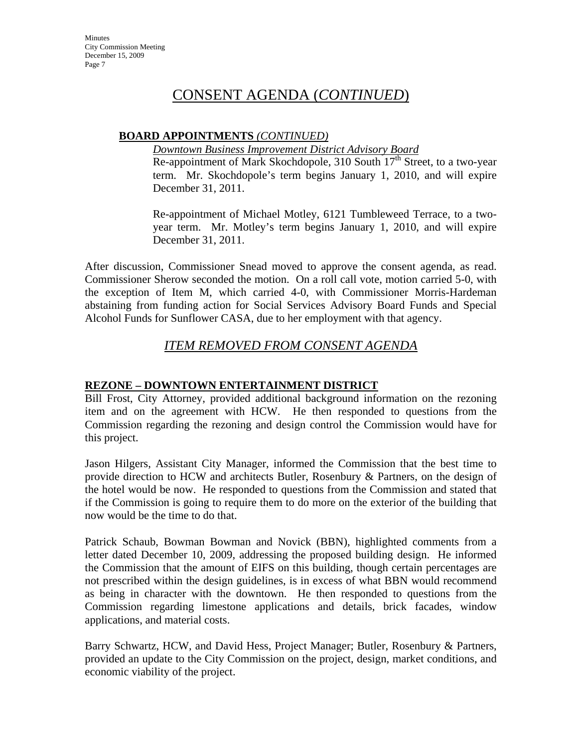# CONSENT AGENDA (*CONTINUED*)

**BOARD APPOINTMENTS** *(CONTINUED)*

*Downtown Business Improvement District Advisory Board*

Re-appointment of Mark Skochdopole, 310 South 17th Street, to a two-year term. Mr. Skochdopole's term begins January 1, 2010, and will expire December 31, 2011.

Re-appointment of Michael Motley, 6121 Tumbleweed Terrace, to a two-year term. Mr. Motley's term begins January 1, 2010, and will expire December 31, 2011.

After discussion, Commissioner Snead moved to approve the consent agenda, as read. Commissioner Sherow seconded the motion. On a roll call vote, motion carried 5-0, with the exception of Item M, which carried 4-0, with Commissioner Morris-Hardeman abstaining from funding action for Social Services Advisory Board Funds and Special Alcohol Funds for Sunflower CASA, due to her employment with that agency.

## *ITEM REMOVED FROM CONSENT AGENDA*

**REZONE – DOWNTOWN ENTERTAINMENT DISTRICT**

Bill Frost, City Attorney, provided additional background information on the rezoning item and on the agreement with HCW. He then responded to questions from the Commission regarding the rezoning and design control the Commission would have for this project.

Jason Hilgers, Assistant City Manager, informed the Commission that the best time to provide direction to HCW and architects Butler, Rosenbury & Partners, on the design of the hotel would be now. He responded to questions from the Commission and stated that if the Commission is going to require them to do more on the exterior of the building that now would be the time to do that.

Patrick Schaub, Bowman Bowman and Novick (BBN), highlighted comments from a letter dated December 10, 2009, addressing the proposed building design. He informed the Commission that the amount of EIFS on this building, though certain percentages are not prescribed within the design guidelines, is in excess of what BBN would recommend as being in character with the downtown. He then responded to questions from the Commission regarding limestone applications and details, brick facades, window applications, and material costs.

Barry Schwartz, HCW, and David Hess, Project Manager; Butler, Rosenbury & Partners, provided an update to the City Commission on the project, design, market conditions, and economic viability of the project.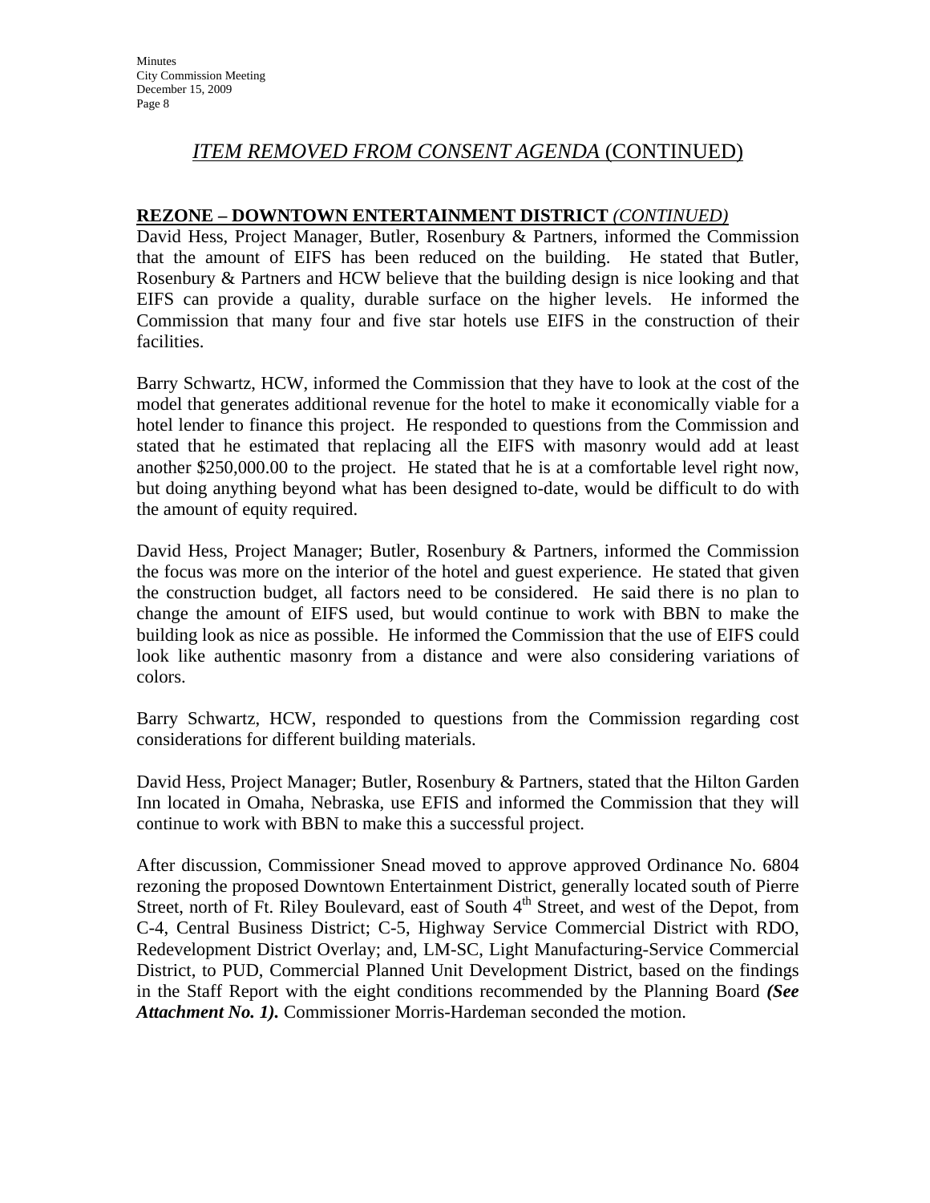## *ITEM REMOVED FROM CONSENT AGENDA* (CONTINUED)

**REZONE – DOWNTOWN ENTERTAINMENT DISTRICT** *(CONTINUED)*

David Hess, Project Manager, Butler, Rosenbury & Partners, informed the Commission that the amount of EIFS has been reduced on the building. He stated that Butler, Rosenbury & Partners and HCW believe that the building design is nice looking and that EIFS can provide a quality, durable surface on the higher levels. He informed the Commission that many four and five star hotels use EIFS in the construction of their facilities.

Barry Schwartz, HCW, informed the Commission that they have to look at the cost of the model that generates additional revenue for the hotel to make it economically viable for a hotel lender to finance this project. He responded to questions from the Commission and stated that he estimated that replacing all the EIFS with masonry would add at least another $250,000.00 to the project. He stated that he is at a comfortable level right now, but doing anything beyond what has been designed to-date, would be difficult to do with the amount of equity required.

David Hess, Project Manager; Butler, Rosenbury & Partners, informed the Commission the focus was more on the interior of the hotel and guest experience. He stated that given the construction budget, all factors need to be considered. He said there is no plan to change the amount of EIFS used, but would continue to work with BBN to make the building look as nice as possible. He informed the Commission that the use of EIFS could look like authentic masonry from a distance and were also considering variations of colors.

Barry Schwartz, HCW, responded to questions from the Commission regarding cost considerations for different building materials.

David Hess, Project Manager; Butler, Rosenbury & Partners, stated that the Hilton Garden Inn located in Omaha, Nebraska, use EFIS and informed the Commission that they will continue to work with BBN to make this a successful project.

After discussion, Commissioner Snead moved to approve approved Ordinance No. 6804 rezoning the proposed Downtown Entertainment District, generally located south of Pierre Street, north of Ft. Riley Boulevard, east of South 4th Street, and west of the Depot, from C-4, Central Business District; C-5, Highway Service Commercial District with RDO, Redevelopment District Overlay; and, LM-SC, Light Manufacturing-Service Commercial District, to PUD, Commercial Planned Unit Development District, based on the findings in the Staff Report with the eight conditions recommended by the Planning Board ***(See Attachment No. 1).*** Commissioner Morris-Hardeman seconded the motion.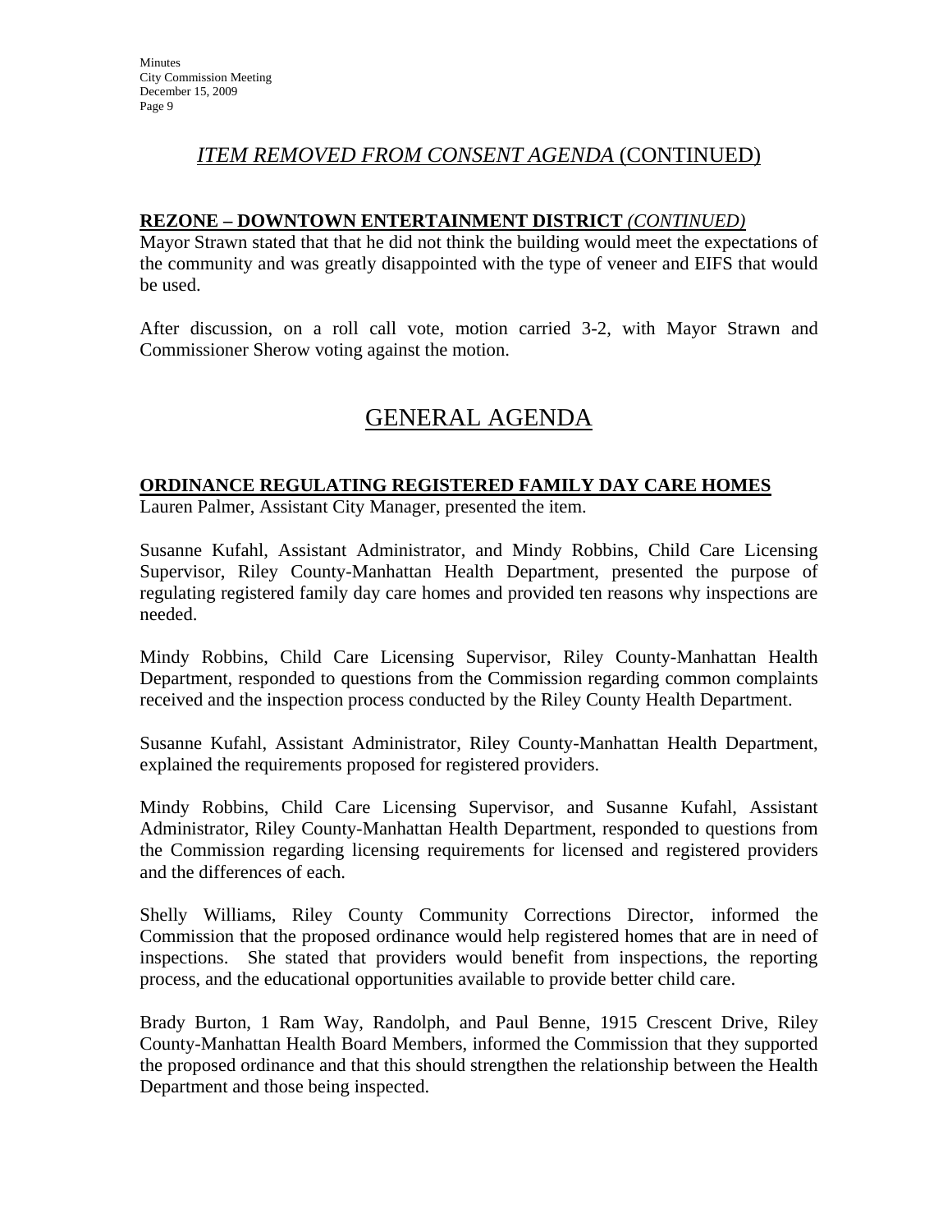## *ITEM REMOVED FROM CONSENT AGENDA* (CONTINUED)

**REZONE – DOWNTOWN ENTERTAINMENT DISTRICT** ***(CONTINUED)***

Mayor Strawn stated that that he did not think the building would meet the expectations of the community and was greatly disappointed with the type of veneer and EIFS that would be used.

After discussion, on a roll call vote, motion carried 3-2, with Mayor Strawn and Commissioner Sherow voting against the motion.

# GENERAL AGENDA

**ORDINANCE REGULATING REGISTERED FAMILY DAY CARE HOMES**

Lauren Palmer, Assistant City Manager, presented the item.

Susanne Kufahl, Assistant Administrator, and Mindy Robbins, Child Care Licensing Supervisor, Riley County-Manhattan Health Department, presented the purpose of regulating registered family day care homes and provided ten reasons why inspections are needed.

Mindy Robbins, Child Care Licensing Supervisor, Riley County-Manhattan Health Department, responded to questions from the Commission regarding common complaints received and the inspection process conducted by the Riley County Health Department.

Susanne Kufahl, Assistant Administrator, Riley County-Manhattan Health Department, explained the requirements proposed for registered providers.

Mindy Robbins, Child Care Licensing Supervisor, and Susanne Kufahl, Assistant Administrator, Riley County-Manhattan Health Department, responded to questions from the Commission regarding licensing requirements for licensed and registered providers and the differences of each.

Shelly Williams, Riley County Community Corrections Director, informed the Commission that the proposed ordinance would help registered homes that are in need of inspections. She stated that providers would benefit from inspections, the reporting process, and the educational opportunities available to provide better child care.

Brady Burton, 1 Ram Way, Randolph, and Paul Benne, 1915 Crescent Drive, Riley County-Manhattan Health Board Members, informed the Commission that they supported the proposed ordinance and that this should strengthen the relationship between the Health Department and those being inspected.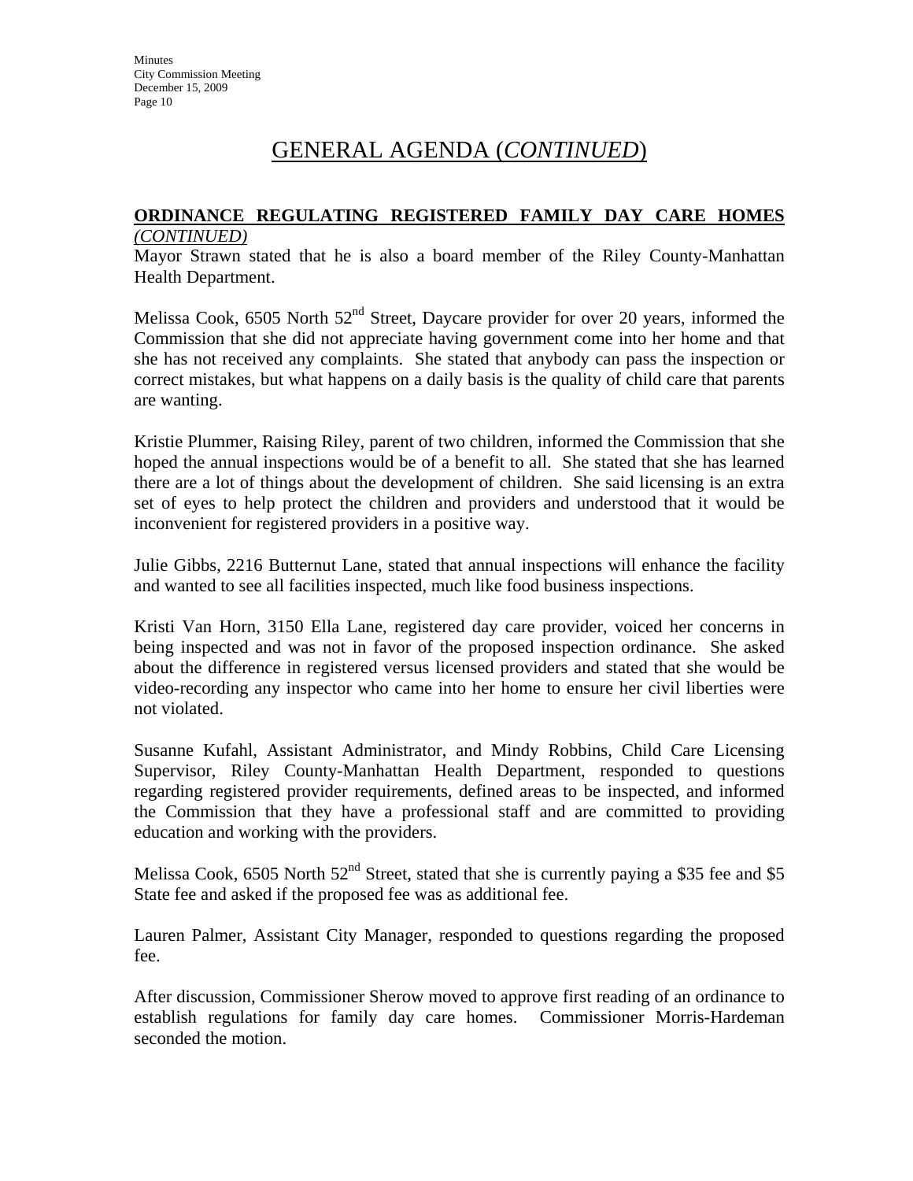# GENERAL AGENDA (*CONTINUED*)

**ORDINANCE REGULATING REGISTERED FAMILY DAY CARE HOMES** *(CONTINUED)*

Mayor Strawn stated that he is also a board member of the Riley County-Manhattan Health Department.

Melissa Cook, 6505 North 52nd Street, Daycare provider for over 20 years, informed the Commission that she did not appreciate having government come into her home and that she has not received any complaints. She stated that anybody can pass the inspection or correct mistakes, but what happens on a daily basis is the quality of child care that parents are wanting.

Kristie Plummer, Raising Riley, parent of two children, informed the Commission that she hoped the annual inspections would be of a benefit to all. She stated that she has learned there are a lot of things about the development of children. She said licensing is an extra set of eyes to help protect the children and providers and understood that it would be inconvenient for registered providers in a positive way.

Julie Gibbs, 2216 Butternut Lane, stated that annual inspections will enhance the facility and wanted to see all facilities inspected, much like food business inspections.

Kristi Van Horn, 3150 Ella Lane, registered day care provider, voiced her concerns in being inspected and was not in favor of the proposed inspection ordinance. She asked about the difference in registered versus licensed providers and stated that she would be video-recording any inspector who came into her home to ensure her civil liberties were not violated.

Susanne Kufahl, Assistant Administrator, and Mindy Robbins, Child Care Licensing Supervisor, Riley County-Manhattan Health Department, responded to questions regarding registered provider requirements, defined areas to be inspected, and informed the Commission that they have a professional staff and are committed to providing education and working with the providers.

Melissa Cook, 6505 North 52nd Street, stated that she is currently paying a $35 fee and $5 State fee and asked if the proposed fee was as additional fee.

Lauren Palmer, Assistant City Manager, responded to questions regarding the proposed fee.

After discussion, Commissioner Sherow moved to approve first reading of an ordinance to establish regulations for family day care homes. Commissioner Morris-Hardeman seconded the motion.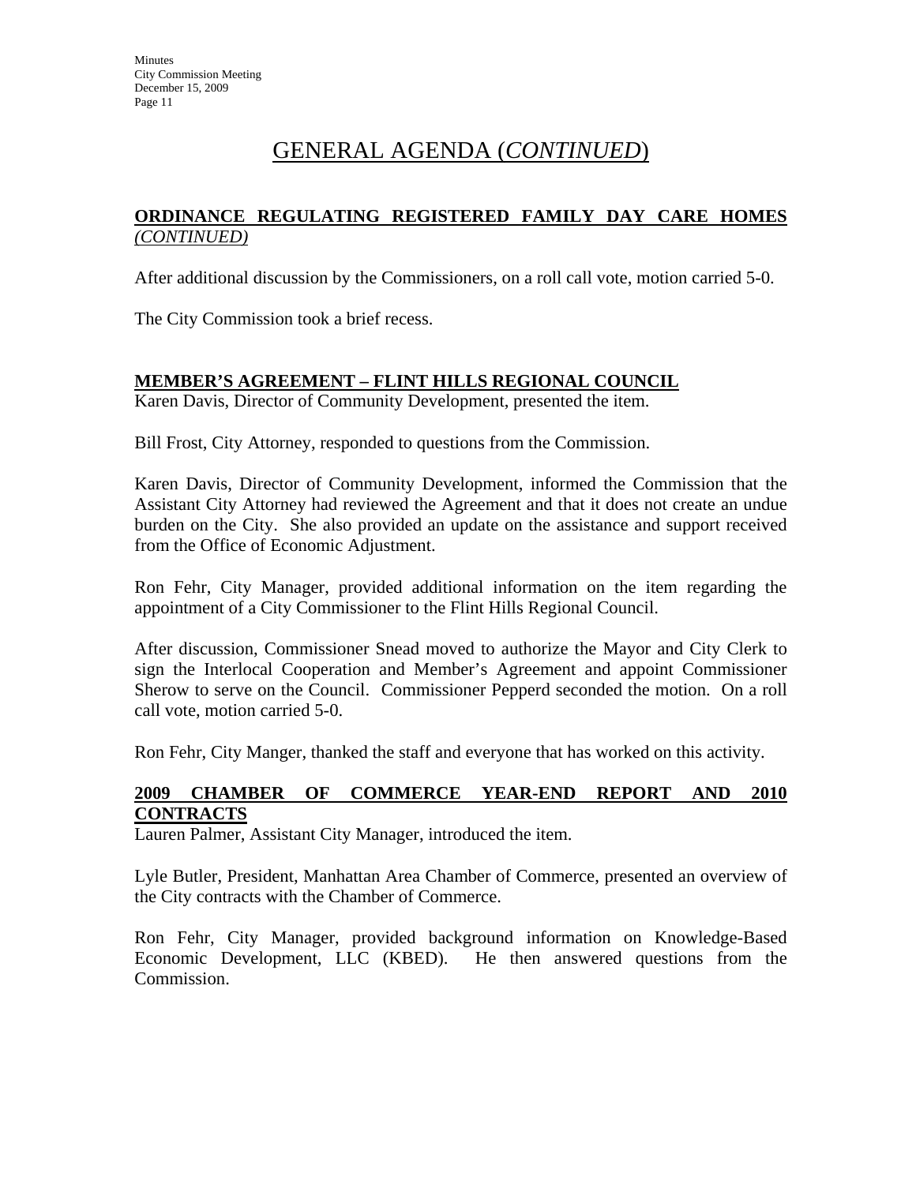# GENERAL AGENDA (*CONTINUED*)

**ORDINANCE REGULATING REGISTERED FAMILY DAY CARE HOMES** ***(CONTINUED)***

After additional discussion by the Commissioners, on a roll call vote, motion carried 5-0.

The City Commission took a brief recess.

**MEMBER'S AGREEMENT – FLINT HILLS REGIONAL COUNCIL**

Karen Davis, Director of Community Development, presented the item.

Bill Frost, City Attorney, responded to questions from the Commission.

Karen Davis, Director of Community Development, informed the Commission that the Assistant City Attorney had reviewed the Agreement and that it does not create an undue burden on the City. She also provided an update on the assistance and support received from the Office of Economic Adjustment.

Ron Fehr, City Manager, provided additional information on the item regarding the appointment of a City Commissioner to the Flint Hills Regional Council.

After discussion, Commissioner Snead moved to authorize the Mayor and City Clerk to sign the Interlocal Cooperation and Member's Agreement and appoint Commissioner Sherow to serve on the Council. Commissioner Pepperd seconded the motion. On a roll call vote, motion carried 5-0.

Ron Fehr, City Manger, thanked the staff and everyone that has worked on this activity.

**2009 CHAMBER OF COMMERCE YEAR-END REPORT AND 2010 CONTRACTS**

Lauren Palmer, Assistant City Manager, introduced the item.

Lyle Butler, President, Manhattan Area Chamber of Commerce, presented an overview of the City contracts with the Chamber of Commerce.

Ron Fehr, City Manager, provided background information on Knowledge-Based Economic Development, LLC (KBED). He then answered questions from the Commission.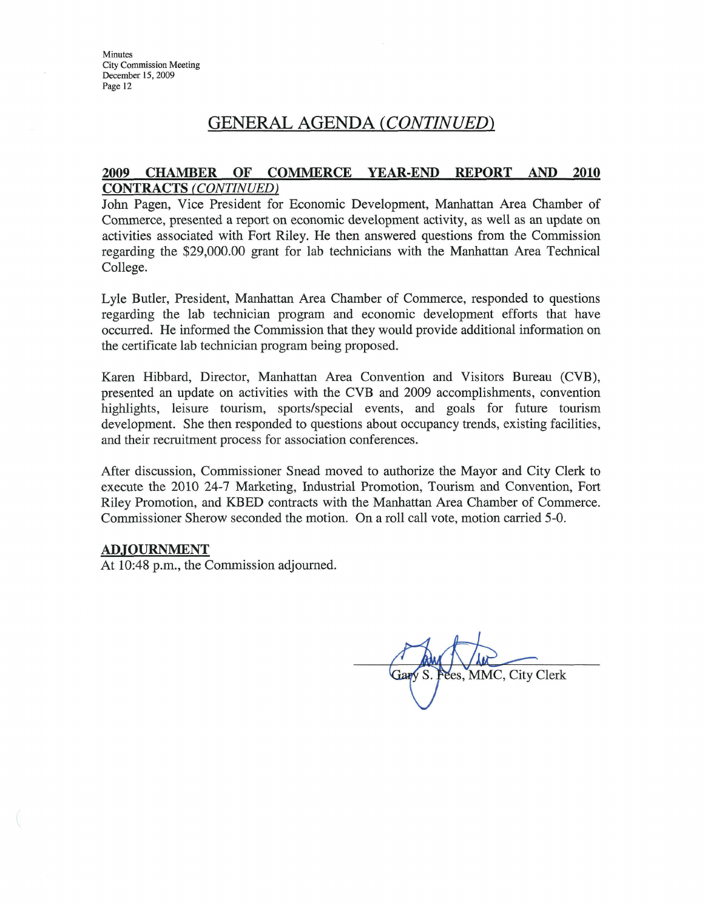## GENERAL AGENDA *(CONTINUED)*

### 2009 CHAMBER OF COMMERCE YEAR-END REPORT AND 2010 CONTRACTS *(CONTINUED)*

John Pagen, Vice President for Economic Development, Manhattan Area Chamber of Commerce, presented a report on economic development activity, as well as an update on activities associated with Fort Riley. He then answered questions from the Commission regarding the $29,000.00 grant for lab technicians with the Manhattan Area Technical College.

Lyle Butler, President, Manhattan Area Chamber of Commerce, responded to questions regarding the lab technician program and economic development efforts that have occurred. He informed the Commission that they would provide additional information on the certificate lab technician program being proposed.

Karen Hibbard, Director, Manhattan Area Convention and Visitors Bureau (CVB), presented an update on activities with the CVB and 2009 accomplishments, convention highlights, leisure tourism, sports/special events, and goals for future tourism development. She then responded to questions about occupancy trends, existing facilities, and their recruitment process for association conferences.

After discussion, Commissioner Snead moved to authorize the Mayor and City Clerk to execute the 2010 24-7 Marketing, Industrial Promotion, Tourism and Convention, Fort Riley Promotion, and KBED contracts with the Manhattan Area Chamber of Commerce. Commissioner Sherow seconded the motion. On a roll call vote, motion carried 5-0.

### ADJOURNMENT

At 10:48 p.m., the Commission adjourned.

Gary S. Fees, MMC, City Clerk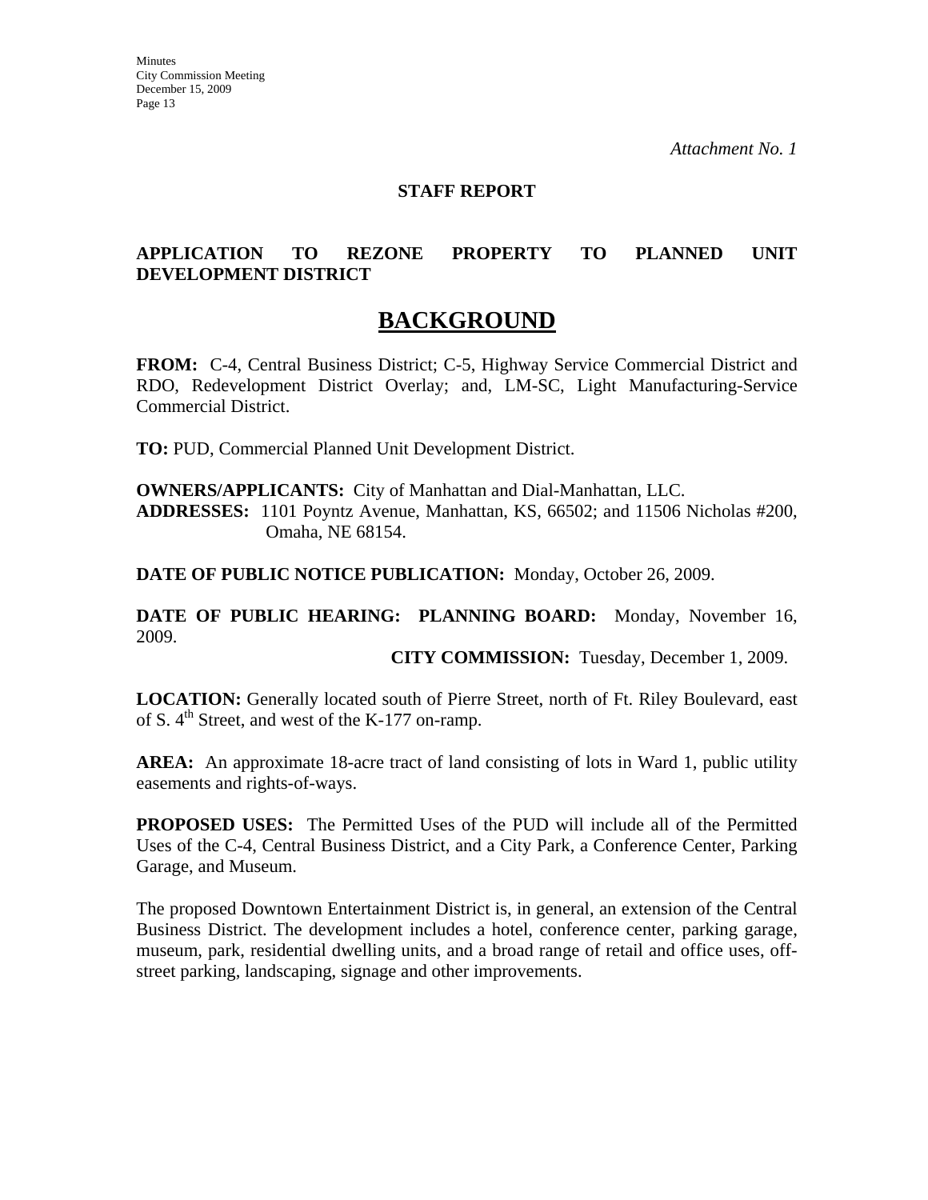*Attachment No. 1*

**STAFF REPORT**

**APPLICATION TO REZONE PROPERTY TO PLANNED UNIT DEVELOPMENT DISTRICT**

# BACKGROUND

**FROM:** C-4, Central Business District; C-5, Highway Service Commercial District and RDO, Redevelopment District Overlay; and, LM-SC, Light Manufacturing-Service Commercial District.

**TO:** PUD, Commercial Planned Unit Development District.

**OWNERS/APPLICANTS:** City of Manhattan and Dial-Manhattan, LLC.
**ADDRESSES:** 1101 Poyntz Avenue, Manhattan, KS, 66502; and 11506 Nicholas #200, Omaha, NE 68154.

**DATE OF PUBLIC NOTICE PUBLICATION:** Monday, October 26, 2009.

**DATE OF PUBLIC HEARING: PLANNING BOARD:** Monday, November 16, 2009.
**CITY COMMISSION:** Tuesday, December 1, 2009.

**LOCATION:** Generally located south of Pierre Street, north of Ft. Riley Boulevard, east of S. 4th Street, and west of the K-177 on-ramp.

**AREA:** An approximate 18-acre tract of land consisting of lots in Ward 1, public utility easements and rights-of-ways.

**PROPOSED USES:** The Permitted Uses of the PUD will include all of the Permitted Uses of the C-4, Central Business District, and a City Park, a Conference Center, Parking Garage, and Museum.

The proposed Downtown Entertainment District is, in general, an extension of the Central Business District. The development includes a hotel, conference center, parking garage, museum, park, residential dwelling units, and a broad range of retail and office uses, off-street parking, landscaping, signage and other improvements.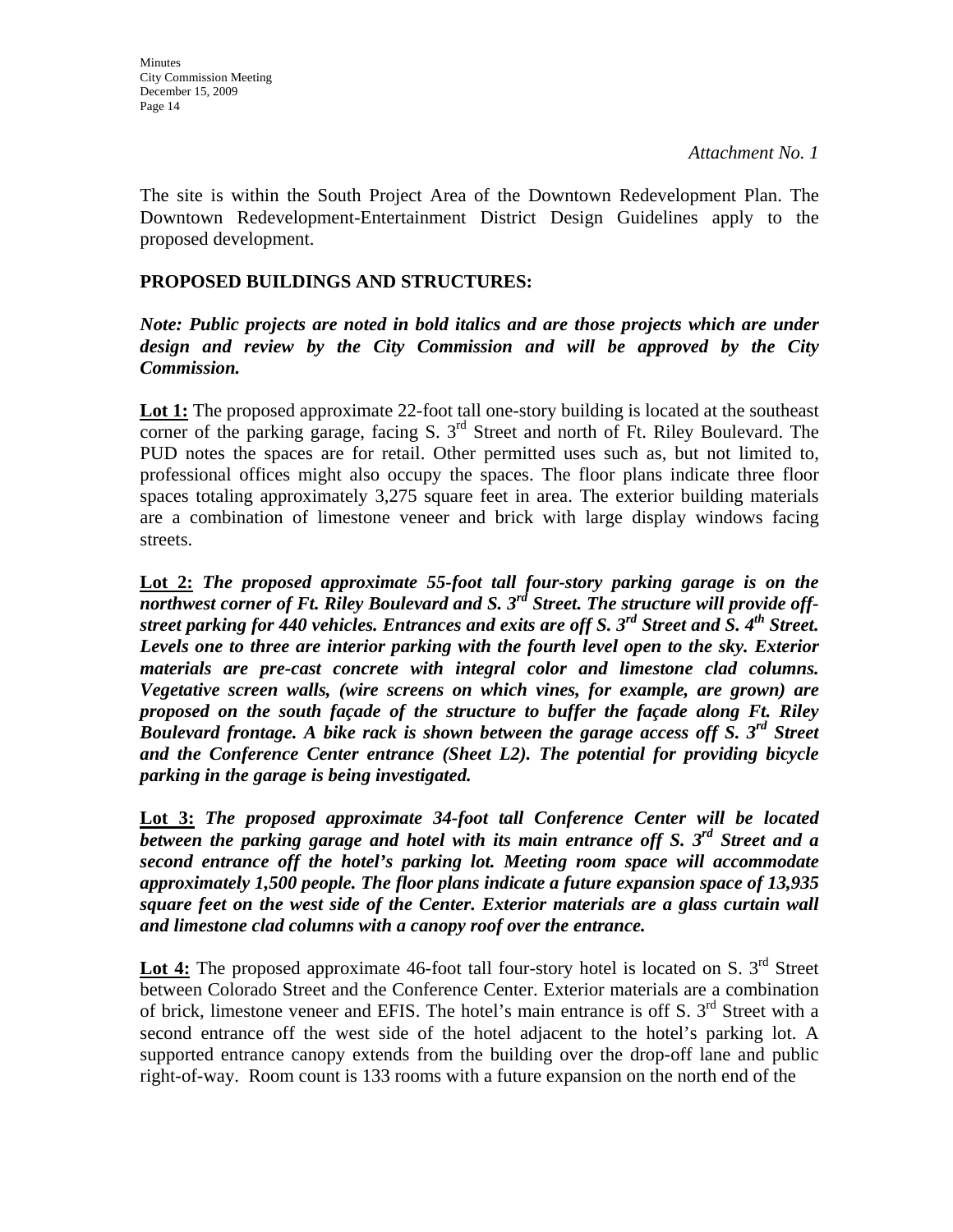*Attachment No. 1*

The site is within the South Project Area of the Downtown Redevelopment Plan. The Downtown Redevelopment-Entertainment District Design Guidelines apply to the proposed development.

**PROPOSED BUILDINGS AND STRUCTURES:**

***Note: Public projects are noted in bold italics and are those projects which are under design and review by the City Commission and will be approved by the City Commission.***

**Lot 1:** The proposed approximate 22-foot tall one-story building is located at the southeast corner of the parking garage, facing S. 3rd Street and north of Ft. Riley Boulevard. The PUD notes the spaces are for retail. Other permitted uses such as, but not limited to, professional offices might also occupy the spaces. The floor plans indicate three floor spaces totaling approximately 3,275 square feet in area. The exterior building materials are a combination of limestone veneer and brick with large display windows facing streets.

**Lot 2:** ***The proposed approximate 55-foot tall four-story parking garage is on the northwest corner of Ft. Riley Boulevard and S. 3rd Street. The structure will provide off-street parking for 440 vehicles. Entrances and exits are off S. 3rd Street and S. 4th Street. Levels one to three are interior parking with the fourth level open to the sky. Exterior materials are pre-cast concrete with integral color and limestone clad columns. Vegetative screen walls, (wire screens on which vines, for example, are grown) are proposed on the south façade of the structure to buffer the façade along Ft. Riley Boulevard frontage. A bike rack is shown between the garage access off S. 3rd Street and the Conference Center entrance (Sheet L2). The potential for providing bicycle parking in the garage is being investigated.***

**Lot 3:** ***The proposed approximate 34-foot tall Conference Center will be located between the parking garage and hotel with its main entrance off S. 3rd Street and a second entrance off the hotel's parking lot. Meeting room space will accommodate approximately 1,500 people. The floor plans indicate a future expansion space of 13,935 square feet on the west side of the Center. Exterior materials are a glass curtain wall and limestone clad columns with a canopy roof over the entrance.***

**Lot 4:** The proposed approximate 46-foot tall four-story hotel is located on S. 3rd Street between Colorado Street and the Conference Center. Exterior materials are a combination of brick, limestone veneer and EFIS. The hotel's main entrance is off S. 3rd Street with a second entrance off the west side of the hotel adjacent to the hotel's parking lot. A supported entrance canopy extends from the building over the drop-off lane and public right-of-way. Room count is 133 rooms with a future expansion on the north end of the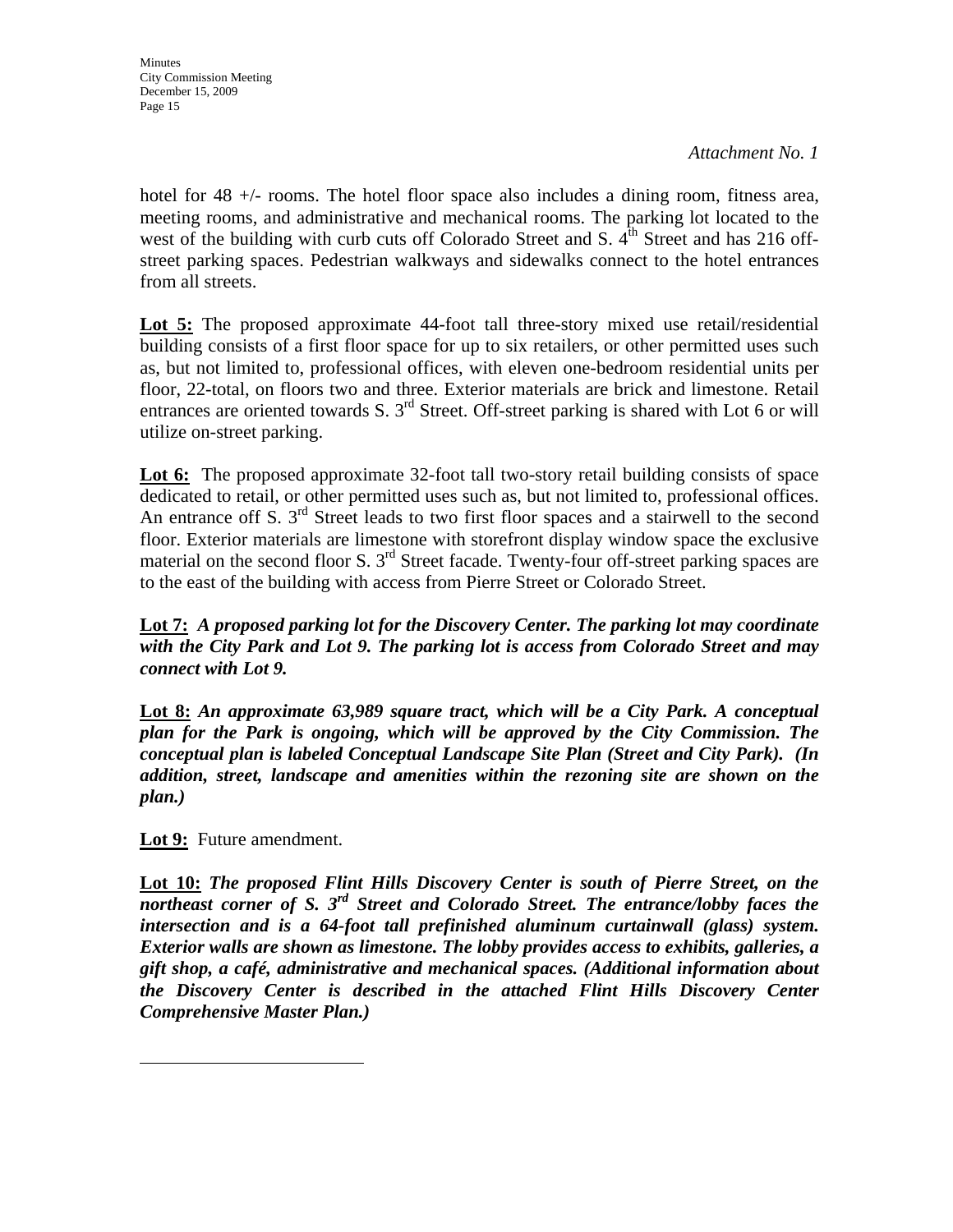*Attachment No. 1*

hotel for 48 +/- rooms. The hotel floor space also includes a dining room, fitness area, meeting rooms, and administrative and mechanical rooms. The parking lot located to the west of the building with curb cuts off Colorado Street and S. 4th Street and has 216 off-street parking spaces. Pedestrian walkways and sidewalks connect to the hotel entrances from all streets.

**Lot 5:** The proposed approximate 44-foot tall three-story mixed use retail/residential building consists of a first floor space for up to six retailers, or other permitted uses such as, but not limited to, professional offices, with eleven one-bedroom residential units per floor, 22-total, on floors two and three. Exterior materials are brick and limestone. Retail entrances are oriented towards S. 3rd Street. Off-street parking is shared with Lot 6 or will utilize on-street parking.

**Lot 6:** The proposed approximate 32-foot tall two-story retail building consists of space dedicated to retail, or other permitted uses such as, but not limited to, professional offices. An entrance off S. 3rd Street leads to two first floor spaces and a stairwell to the second floor. Exterior materials are limestone with storefront display window space the exclusive material on the second floor S. 3rd Street facade. Twenty-four off-street parking spaces are to the east of the building with access from Pierre Street or Colorado Street.

**Lot 7:** ***A proposed parking lot for the Discovery Center. The parking lot may coordinate with the City Park and Lot 9. The parking lot is access from Colorado Street and may connect with Lot 9.***

**Lot 8:** ***An approximate 63,989 square tract, which will be a City Park. A conceptual plan for the Park is ongoing, which will be approved by the City Commission. The conceptual plan is labeled Conceptual Landscape Site Plan (Street and City Park). (In addition, street, landscape and amenities within the rezoning site are shown on the plan.)***

**Lot 9:** Future amendment.

**Lot 10:** ***The proposed Flint Hills Discovery Center is south of Pierre Street, on the northeast corner of S. 3rd Street and Colorado Street. The entrance/lobby faces the intersection and is a 64-foot tall prefinished aluminum curtainwall (glass) system. Exterior walls are shown as limestone. The lobby provides access to exhibits, galleries, a gift shop, a café, administrative and mechanical spaces. (Additional information about the Discovery Center is described in the attached Flint Hills Discovery Center Comprehensive Master Plan.)***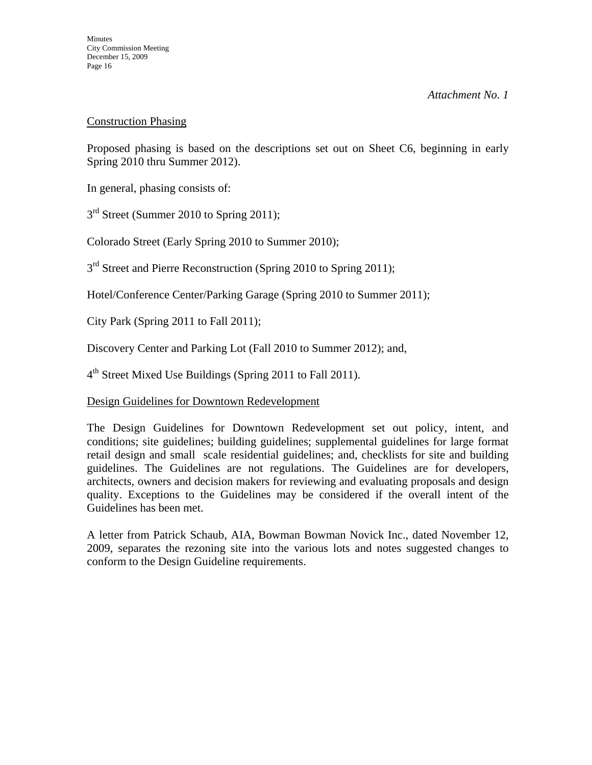*Attachment No. 1*

Construction Phasing

Proposed phasing is based on the descriptions set out on Sheet C6, beginning in early Spring 2010 thru Summer 2012).

In general, phasing consists of:

3rd Street (Summer 2010 to Spring 2011);

Colorado Street (Early Spring 2010 to Summer 2010);

3rd Street and Pierre Reconstruction (Spring 2010 to Spring 2011);

Hotel/Conference Center/Parking Garage (Spring 2010 to Summer 2011);

City Park (Spring 2011 to Fall 2011);

Discovery Center and Parking Lot (Fall 2010 to Summer 2012); and,

4th Street Mixed Use Buildings (Spring 2011 to Fall 2011).

Design Guidelines for Downtown Redevelopment

The Design Guidelines for Downtown Redevelopment set out policy, intent, and conditions; site guidelines; building guidelines; supplemental guidelines for large format retail design and small scale residential guidelines; and, checklists for site and building guidelines. The Guidelines are not regulations. The Guidelines are for developers, architects, owners and decision makers for reviewing and evaluating proposals and design quality. Exceptions to the Guidelines may be considered if the overall intent of the Guidelines has been met.

A letter from Patrick Schaub, AIA, Bowman Bowman Novick Inc., dated November 12, 2009, separates the rezoning site into the various lots and notes suggested changes to conform to the Design Guideline requirements.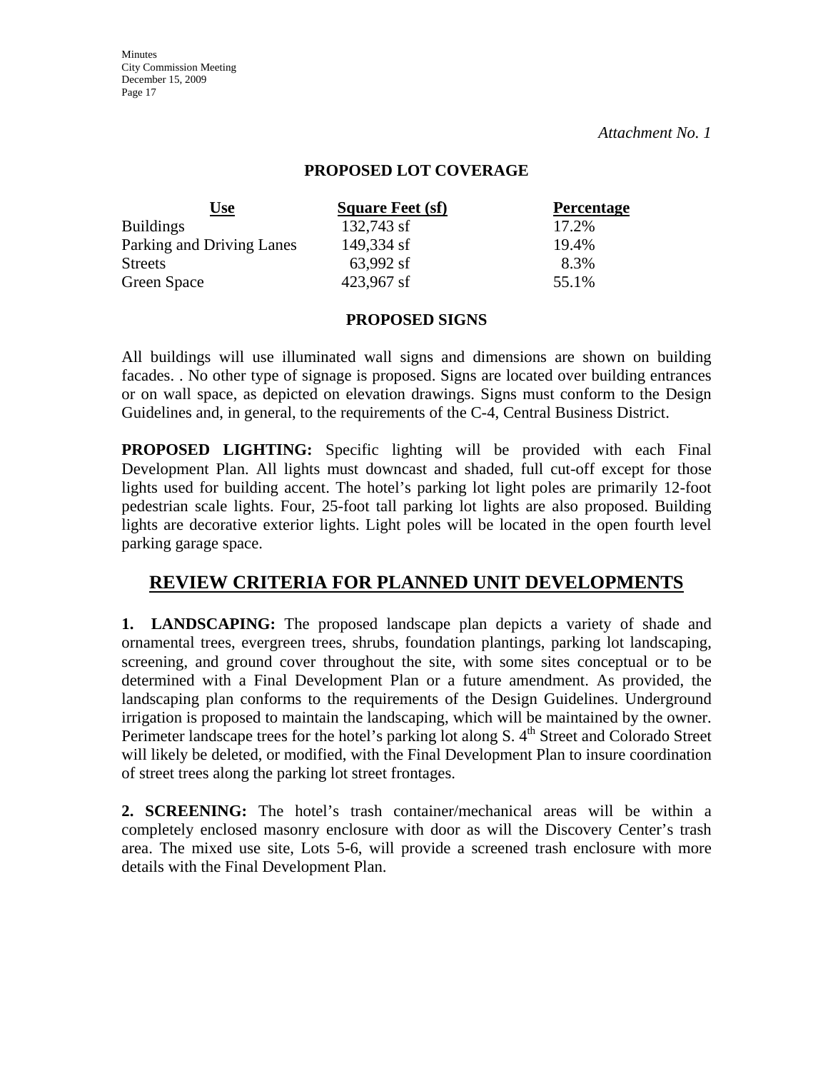*Attachment No. 1*

**PROPOSED LOT COVERAGE**

| Use | Square Feet (sf) | Percentage |
|---|---|---|
| Buildings | 132,743 sf | 17.2% |
| Parking and Driving Lanes | 149,334 sf | 19.4% |
| Streets | 63,992 sf | 8.3% |
| Green Space | 423,967 sf | 55.1% |

**PROPOSED SIGNS**

All buildings will use illuminated wall signs and dimensions are shown on building facades. . No other type of signage is proposed. Signs are located over building entrances or on wall space, as depicted on elevation drawings. Signs must conform to the Design Guidelines and, in general, to the requirements of the C-4, Central Business District.

**PROPOSED LIGHTING:** Specific lighting will be provided with each Final Development Plan. All lights must downcast and shaded, full cut-off except for those lights used for building accent. The hotel's parking lot light poles are primarily 12-foot pedestrian scale lights. Four, 25-foot tall parking lot lights are also proposed. Building lights are decorative exterior lights. Light poles will be located in the open fourth level parking garage space.

## REVIEW CRITERIA FOR PLANNED UNIT DEVELOPMENTS

**1. LANDSCAPING:** The proposed landscape plan depicts a variety of shade and ornamental trees, evergreen trees, shrubs, foundation plantings, parking lot landscaping, screening, and ground cover throughout the site, with some sites conceptual or to be determined with a Final Development Plan or a future amendment. As provided, the landscaping plan conforms to the requirements of the Design Guidelines. Underground irrigation is proposed to maintain the landscaping, which will be maintained by the owner. Perimeter landscape trees for the hotel's parking lot along S. 4th Street and Colorado Street will likely be deleted, or modified, with the Final Development Plan to insure coordination of street trees along the parking lot street frontages.

**2. SCREENING:** The hotel's trash container/mechanical areas will be within a completely enclosed masonry enclosure with door as will the Discovery Center's trash area. The mixed use site, Lots 5-6, will provide a screened trash enclosure with more details with the Final Development Plan.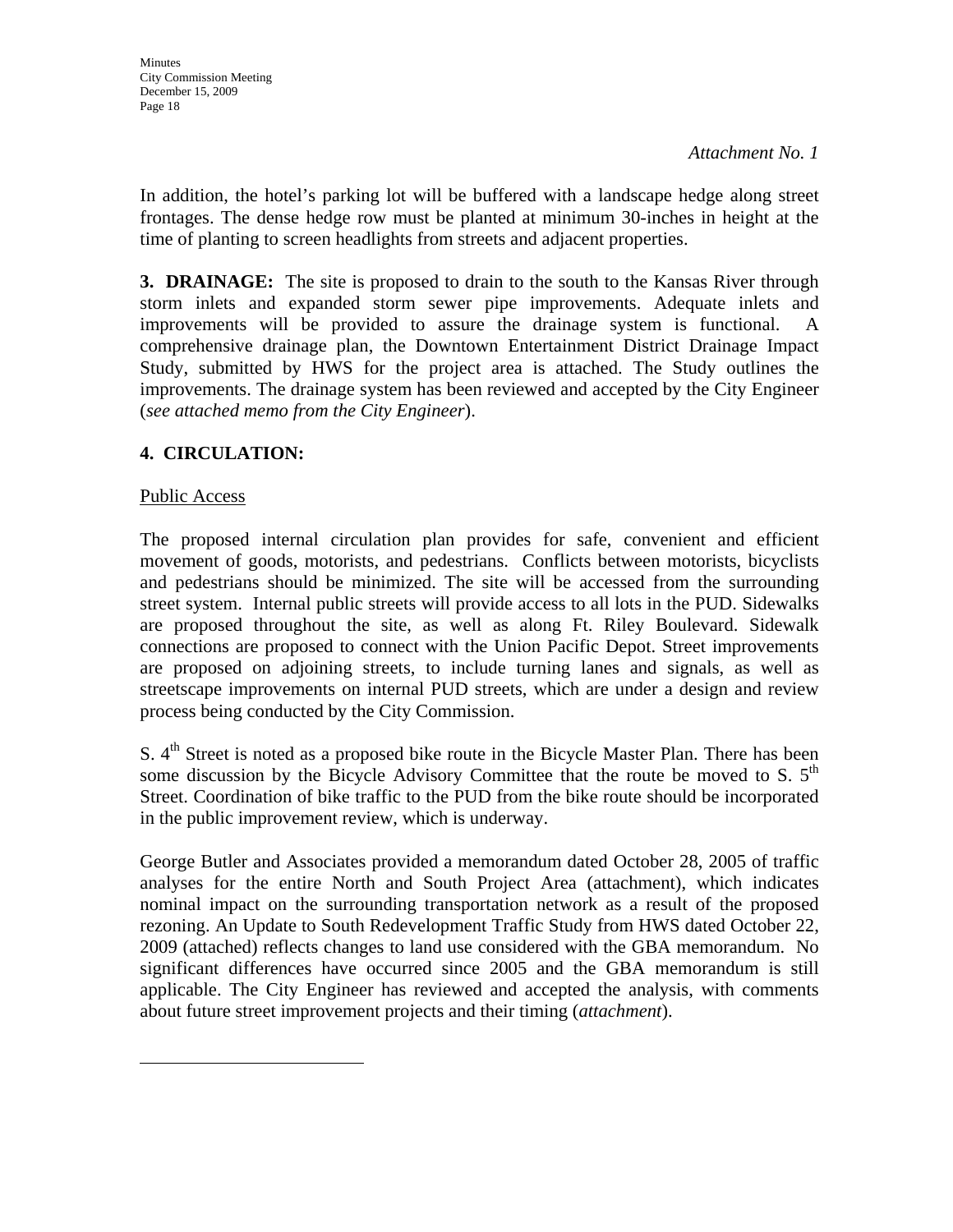*Attachment No. 1*

In addition, the hotel's parking lot will be buffered with a landscape hedge along street frontages. The dense hedge row must be planted at minimum 30-inches in height at the time of planting to screen headlights from streets and adjacent properties.

**3. DRAINAGE:** The site is proposed to drain to the south to the Kansas River through storm inlets and expanded storm sewer pipe improvements. Adequate inlets and improvements will be provided to assure the drainage system is functional. A comprehensive drainage plan, the Downtown Entertainment District Drainage Impact Study, submitted by HWS for the project area is attached. The Study outlines the improvements. The drainage system has been reviewed and accepted by the City Engineer (*see attached memo from the City Engineer*).

**4. CIRCULATION:**

Public Access

The proposed internal circulation plan provides for safe, convenient and efficient movement of goods, motorists, and pedestrians. Conflicts between motorists, bicyclists and pedestrians should be minimized. The site will be accessed from the surrounding street system. Internal public streets will provide access to all lots in the PUD. Sidewalks are proposed throughout the site, as well as along Ft. Riley Boulevard. Sidewalk connections are proposed to connect with the Union Pacific Depot. Street improvements are proposed on adjoining streets, to include turning lanes and signals, as well as streetscape improvements on internal PUD streets, which are under a design and review process being conducted by the City Commission.

S. 4th Street is noted as a proposed bike route in the Bicycle Master Plan. There has been some discussion by the Bicycle Advisory Committee that the route be moved to S. 5th Street. Coordination of bike traffic to the PUD from the bike route should be incorporated in the public improvement review, which is underway.

George Butler and Associates provided a memorandum dated October 28, 2005 of traffic analyses for the entire North and South Project Area (attachment), which indicates nominal impact on the surrounding transportation network as a result of the proposed rezoning. An Update to South Redevelopment Traffic Study from HWS dated October 22, 2009 (attached) reflects changes to land use considered with the GBA memorandum. No significant differences have occurred since 2005 and the GBA memorandum is still applicable. The City Engineer has reviewed and accepted the analysis, with comments about future street improvement projects and their timing (*attachment*).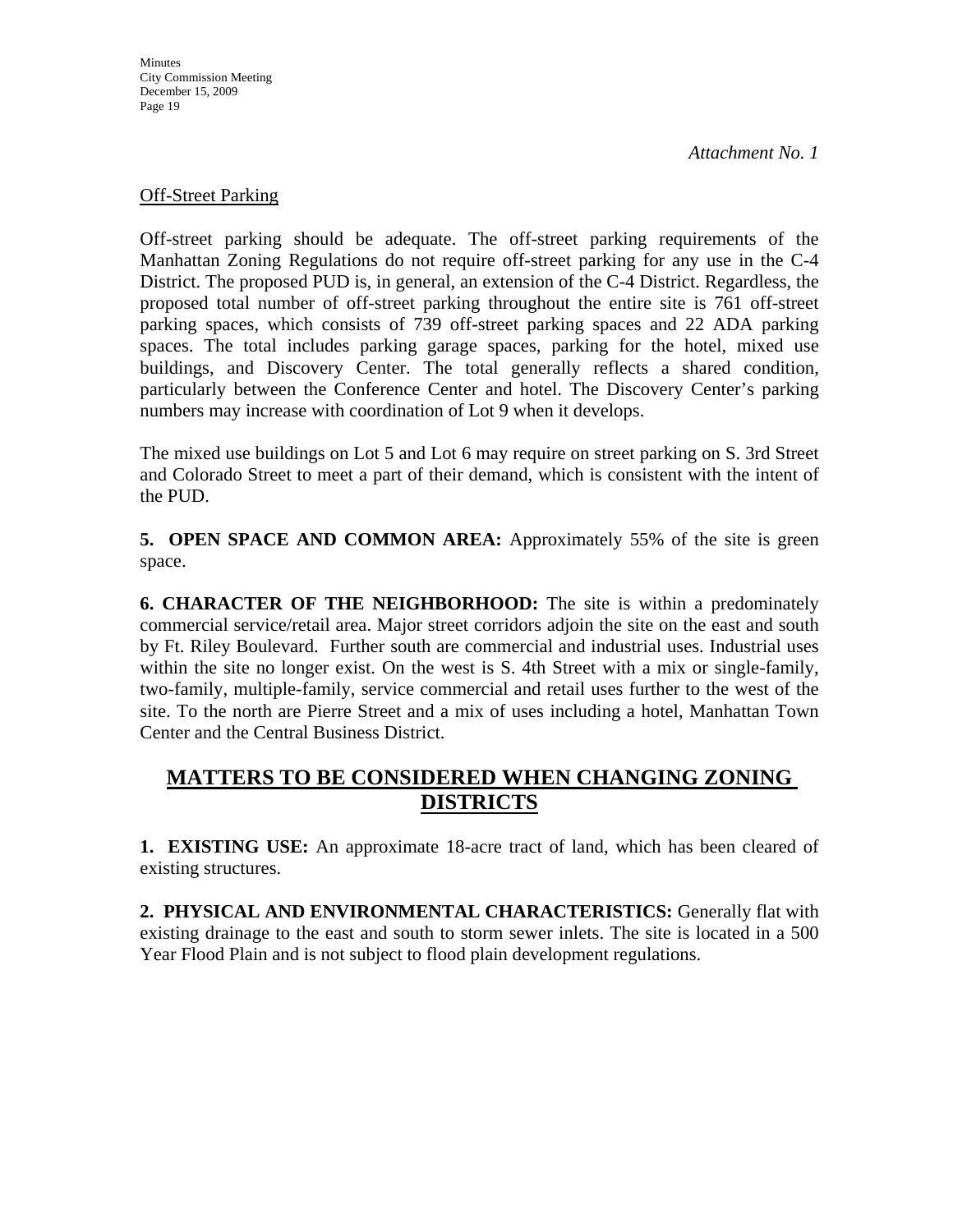*Attachment No. 1*

Off-Street Parking

Off-street parking should be adequate. The off-street parking requirements of the Manhattan Zoning Regulations do not require off-street parking for any use in the C-4 District. The proposed PUD is, in general, an extension of the C-4 District. Regardless, the proposed total number of off-street parking throughout the entire site is 761 off-street parking spaces, which consists of 739 off-street parking spaces and 22 ADA parking spaces. The total includes parking garage spaces, parking for the hotel, mixed use buildings, and Discovery Center. The total generally reflects a shared condition, particularly between the Conference Center and hotel. The Discovery Center's parking numbers may increase with coordination of Lot 9 when it develops.

The mixed use buildings on Lot 5 and Lot 6 may require on street parking on S. 3rd Street and Colorado Street to meet a part of their demand, which is consistent with the intent of the PUD.

**5. OPEN SPACE AND COMMON AREA:** Approximately 55% of the site is green space.

**6. CHARACTER OF THE NEIGHBORHOOD:** The site is within a predominately commercial service/retail area. Major street corridors adjoin the site on the east and south by Ft. Riley Boulevard. Further south are commercial and industrial uses. Industrial uses within the site no longer exist. On the west is S. 4th Street with a mix or single-family, two-family, multiple-family, service commercial and retail uses further to the west of the site. To the north are Pierre Street and a mix of uses including a hotel, Manhattan Town Center and the Central Business District.

## MATTERS TO BE CONSIDERED WHEN CHANGING ZONING DISTRICTS

**1. EXISTING USE:** An approximate 18-acre tract of land, which has been cleared of existing structures.

**2. PHYSICAL AND ENVIRONMENTAL CHARACTERISTICS:** Generally flat with existing drainage to the east and south to storm sewer inlets. The site is located in a 500 Year Flood Plain and is not subject to flood plain development regulations.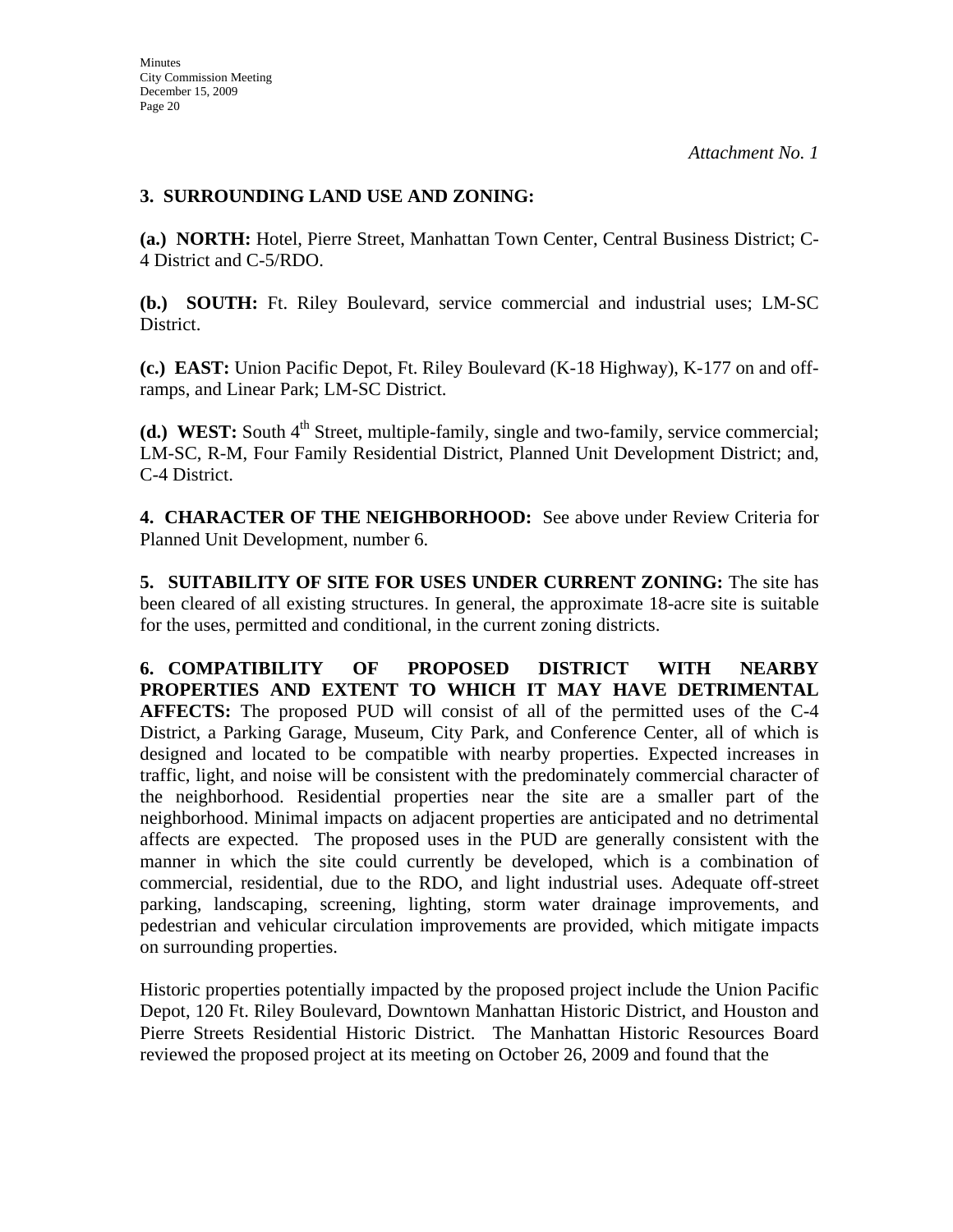*Attachment No. 1*

**3. SURROUNDING LAND USE AND ZONING:**

**(a.) NORTH:** Hotel, Pierre Street, Manhattan Town Center, Central Business District; C-4 District and C-5/RDO.

**(b.) SOUTH:** Ft. Riley Boulevard, service commercial and industrial uses; LM-SC District.

**(c.) EAST:** Union Pacific Depot, Ft. Riley Boulevard (K-18 Highway), K-177 on and off-ramps, and Linear Park; LM-SC District.

**(d.) WEST:** South 4th Street, multiple-family, single and two-family, service commercial; LM-SC, R-M, Four Family Residential District, Planned Unit Development District; and, C-4 District.

**4. CHARACTER OF THE NEIGHBORHOOD:** See above under Review Criteria for Planned Unit Development, number 6.

**5. SUITABILITY OF SITE FOR USES UNDER CURRENT ZONING:** The site has been cleared of all existing structures. In general, the approximate 18-acre site is suitable for the uses, permitted and conditional, in the current zoning districts.

**6. COMPATIBILITY OF PROPOSED DISTRICT WITH NEARBY PROPERTIES AND EXTENT TO WHICH IT MAY HAVE DETRIMENTAL AFFECTS:** The proposed PUD will consist of all of the permitted uses of the C-4 District, a Parking Garage, Museum, City Park, and Conference Center, all of which is designed and located to be compatible with nearby properties. Expected increases in traffic, light, and noise will be consistent with the predominately commercial character of the neighborhood. Residential properties near the site are a smaller part of the neighborhood. Minimal impacts on adjacent properties are anticipated and no detrimental affects are expected. The proposed uses in the PUD are generally consistent with the manner in which the site could currently be developed, which is a combination of commercial, residential, due to the RDO, and light industrial uses. Adequate off-street parking, landscaping, screening, lighting, storm water drainage improvements, and pedestrian and vehicular circulation improvements are provided, which mitigate impacts on surrounding properties.

Historic properties potentially impacted by the proposed project include the Union Pacific Depot, 120 Ft. Riley Boulevard, Downtown Manhattan Historic District, and Houston and Pierre Streets Residential Historic District. The Manhattan Historic Resources Board reviewed the proposed project at its meeting on October 26, 2009 and found that the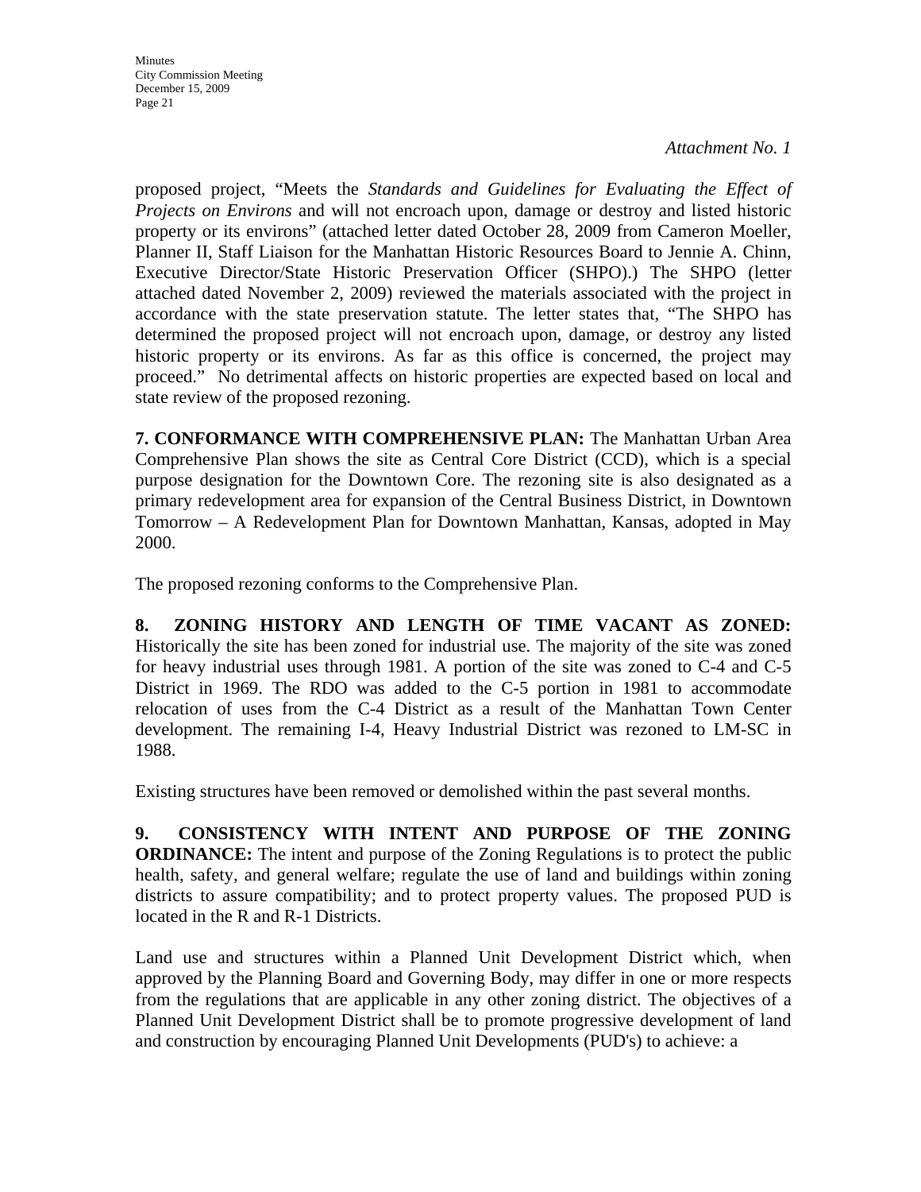*Attachment No. 1*

proposed project, "Meets the *Standards and Guidelines for Evaluating the Effect of Projects on Environs* and will not encroach upon, damage or destroy and listed historic property or its environs" (attached letter dated October 28, 2009 from Cameron Moeller, Planner II, Staff Liaison for the Manhattan Historic Resources Board to Jennie A. Chinn, Executive Director/State Historic Preservation Officer (SHPO).) The SHPO (letter attached dated November 2, 2009) reviewed the materials associated with the project in accordance with the state preservation statute. The letter states that, "The SHPO has determined the proposed project will not encroach upon, damage, or destroy any listed historic property or its environs. As far as this office is concerned, the project may proceed." No detrimental affects on historic properties are expected based on local and state review of the proposed rezoning.

**7. CONFORMANCE WITH COMPREHENSIVE PLAN:** The Manhattan Urban Area Comprehensive Plan shows the site as Central Core District (CCD), which is a special purpose designation for the Downtown Core. The rezoning site is also designated as a primary redevelopment area for expansion of the Central Business District, in Downtown Tomorrow – A Redevelopment Plan for Downtown Manhattan, Kansas, adopted in May 2000.

The proposed rezoning conforms to the Comprehensive Plan.

**8. ZONING HISTORY AND LENGTH OF TIME VACANT AS ZONED:** Historically the site has been zoned for industrial use. The majority of the site was zoned for heavy industrial uses through 1981. A portion of the site was zoned to C-4 and C-5 District in 1969. The RDO was added to the C-5 portion in 1981 to accommodate relocation of uses from the C-4 District as a result of the Manhattan Town Center development. The remaining I-4, Heavy Industrial District was rezoned to LM-SC in 1988.

Existing structures have been removed or demolished within the past several months.

**9. CONSISTENCY WITH INTENT AND PURPOSE OF THE ZONING ORDINANCE:** The intent and purpose of the Zoning Regulations is to protect the public health, safety, and general welfare; regulate the use of land and buildings within zoning districts to assure compatibility; and to protect property values. The proposed PUD is located in the R and R-1 Districts.

Land use and structures within a Planned Unit Development District which, when approved by the Planning Board and Governing Body, may differ in one or more respects from the regulations that are applicable in any other zoning district. The objectives of a Planned Unit Development District shall be to promote progressive development of land and construction by encouraging Planned Unit Developments (PUD's) to achieve: a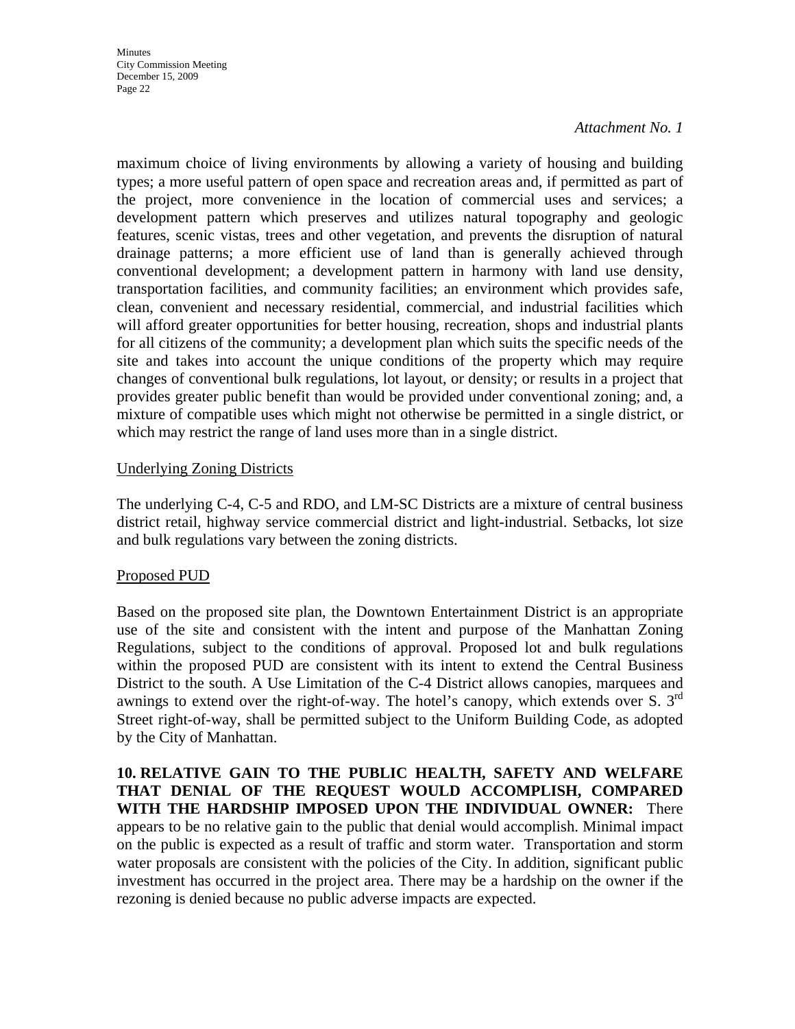*Attachment No. 1*

maximum choice of living environments by allowing a variety of housing and building types; a more useful pattern of open space and recreation areas and, if permitted as part of the project, more convenience in the location of commercial uses and services; a development pattern which preserves and utilizes natural topography and geologic features, scenic vistas, trees and other vegetation, and prevents the disruption of natural drainage patterns; a more efficient use of land than is generally achieved through conventional development; a development pattern in harmony with land use density, transportation facilities, and community facilities; an environment which provides safe, clean, convenient and necessary residential, commercial, and industrial facilities which will afford greater opportunities for better housing, recreation, shops and industrial plants for all citizens of the community; a development plan which suits the specific needs of the site and takes into account the unique conditions of the property which may require changes of conventional bulk regulations, lot layout, or density; or results in a project that provides greater public benefit than would be provided under conventional zoning; and, a mixture of compatible uses which might not otherwise be permitted in a single district, or which may restrict the range of land uses more than in a single district.

Underlying Zoning Districts

The underlying C-4, C-5 and RDO, and LM-SC Districts are a mixture of central business district retail, highway service commercial district and light-industrial. Setbacks, lot size and bulk regulations vary between the zoning districts.

Proposed PUD

Based on the proposed site plan, the Downtown Entertainment District is an appropriate use of the site and consistent with the intent and purpose of the Manhattan Zoning Regulations, subject to the conditions of approval. Proposed lot and bulk regulations within the proposed PUD are consistent with its intent to extend the Central Business District to the south. A Use Limitation of the C-4 District allows canopies, marquees and awnings to extend over the right-of-way. The hotel's canopy, which extends over S. 3rd Street right-of-way, shall be permitted subject to the Uniform Building Code, as adopted by the City of Manhattan.

**10. RELATIVE GAIN TO THE PUBLIC HEALTH, SAFETY AND WELFARE THAT DENIAL OF THE REQUEST WOULD ACCOMPLISH, COMPARED WITH THE HARDSHIP IMPOSED UPON THE INDIVIDUAL OWNER:** There appears to be no relative gain to the public that denial would accomplish. Minimal impact on the public is expected as a result of traffic and storm water. Transportation and storm water proposals are consistent with the policies of the City. In addition, significant public investment has occurred in the project area. There may be a hardship on the owner if the rezoning is denied because no public adverse impacts are expected.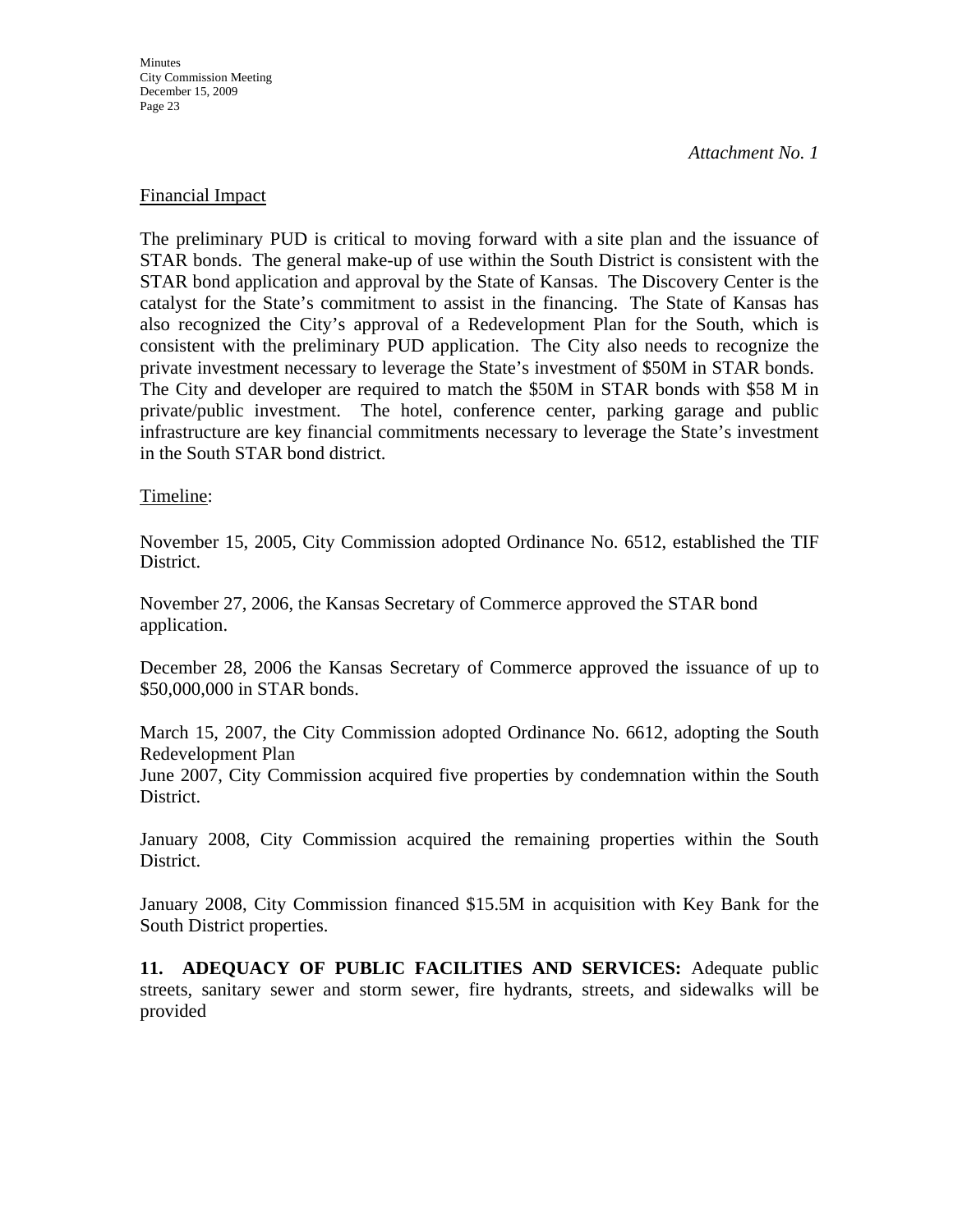*Attachment No. 1*

<u>Financial Impact</u>

The preliminary PUD is critical to moving forward with a site plan and the issuance of STAR bonds. The general make-up of use within the South District is consistent with the STAR bond application and approval by the State of Kansas. The Discovery Center is the catalyst for the State's commitment to assist in the financing. The State of Kansas has also recognized the City's approval of a Redevelopment Plan for the South, which is consistent with the preliminary PUD application. The City also needs to recognize the private investment necessary to leverage the State's investment of $50M in STAR bonds. The City and developer are required to match the $50M in STAR bonds with $58 M in private/public investment. The hotel, conference center, parking garage and public infrastructure are key financial commitments necessary to leverage the State's investment in the South STAR bond district.

<u>Timeline</u>:

November 15, 2005, City Commission adopted Ordinance No. 6512, established the TIF District.

November 27, 2006, the Kansas Secretary of Commerce approved the STAR bond application.

December 28, 2006 the Kansas Secretary of Commerce approved the issuance of up to $50,000,000 in STAR bonds.

March 15, 2007, the City Commission adopted Ordinance No. 6612, adopting the South Redevelopment Plan
June 2007, City Commission acquired five properties by condemnation within the South District.

January 2008, City Commission acquired the remaining properties within the South District.

January 2008, City Commission financed $15.5M in acquisition with Key Bank for the South District properties.

**11. ADEQUACY OF PUBLIC FACILITIES AND SERVICES:** Adequate public streets, sanitary sewer and storm sewer, fire hydrants, streets, and sidewalks will be provided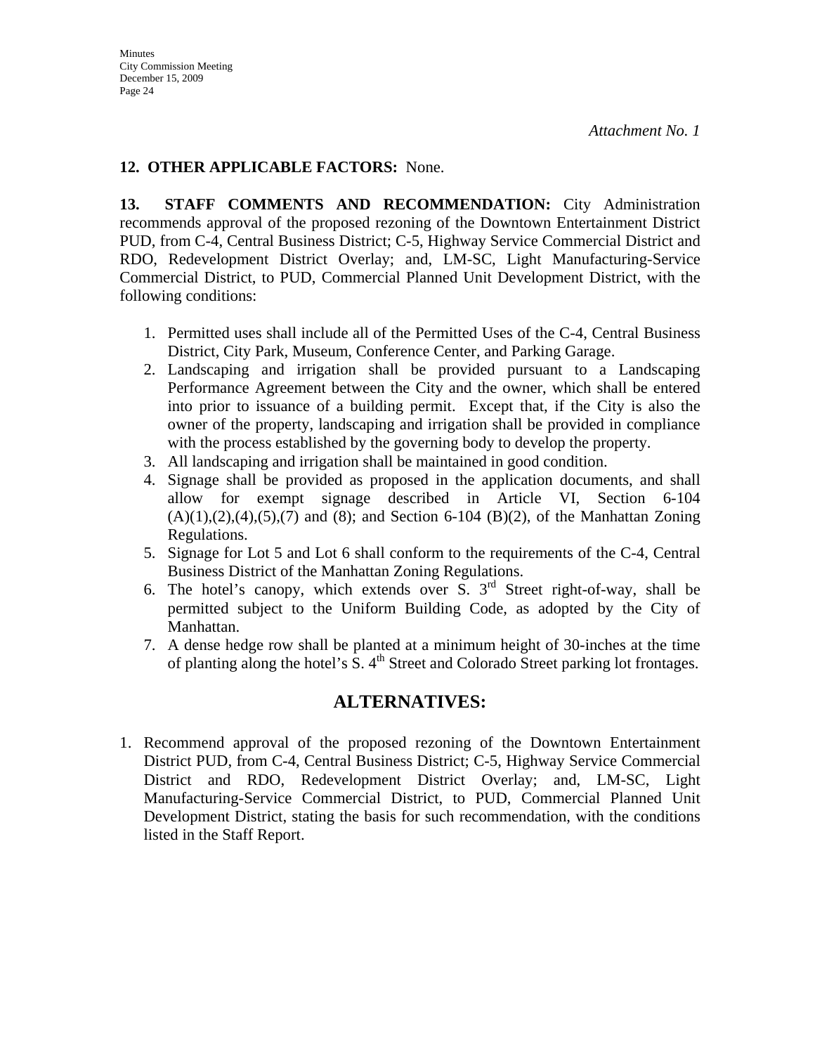*Attachment No. 1*

**12. OTHER APPLICABLE FACTORS:** None.

**13. STAFF COMMENTS AND RECOMMENDATION:** City Administration recommends approval of the proposed rezoning of the Downtown Entertainment District PUD, from C-4, Central Business District; C-5, Highway Service Commercial District and RDO, Redevelopment District Overlay; and, LM-SC, Light Manufacturing-Service Commercial District, to PUD, Commercial Planned Unit Development District, with the following conditions:

1. Permitted uses shall include all of the Permitted Uses of the C-4, Central Business District, City Park, Museum, Conference Center, and Parking Garage.
2. Landscaping and irrigation shall be provided pursuant to a Landscaping Performance Agreement between the City and the owner, which shall be entered into prior to issuance of a building permit. Except that, if the City is also the owner of the property, landscaping and irrigation shall be provided in compliance with the process established by the governing body to develop the property.
3. All landscaping and irrigation shall be maintained in good condition.
4. Signage shall be provided as proposed in the application documents, and shall allow for exempt signage described in Article VI, Section 6-104 (A)(1),(2),(4),(5),(7) and (8); and Section 6-104 (B)(2), of the Manhattan Zoning Regulations.
5. Signage for Lot 5 and Lot 6 shall conform to the requirements of the C-4, Central Business District of the Manhattan Zoning Regulations.
6. The hotel's canopy, which extends over S. 3rd Street right-of-way, shall be permitted subject to the Uniform Building Code, as adopted by the City of Manhattan.
7. A dense hedge row shall be planted at a minimum height of 30-inches at the time of planting along the hotel's S. 4th Street and Colorado Street parking lot frontages.

## ALTERNATIVES:

1. Recommend approval of the proposed rezoning of the Downtown Entertainment District PUD, from C-4, Central Business District; C-5, Highway Service Commercial District and RDO, Redevelopment District Overlay; and, LM-SC, Light Manufacturing-Service Commercial District, to PUD, Commercial Planned Unit Development District, stating the basis for such recommendation, with the conditions listed in the Staff Report.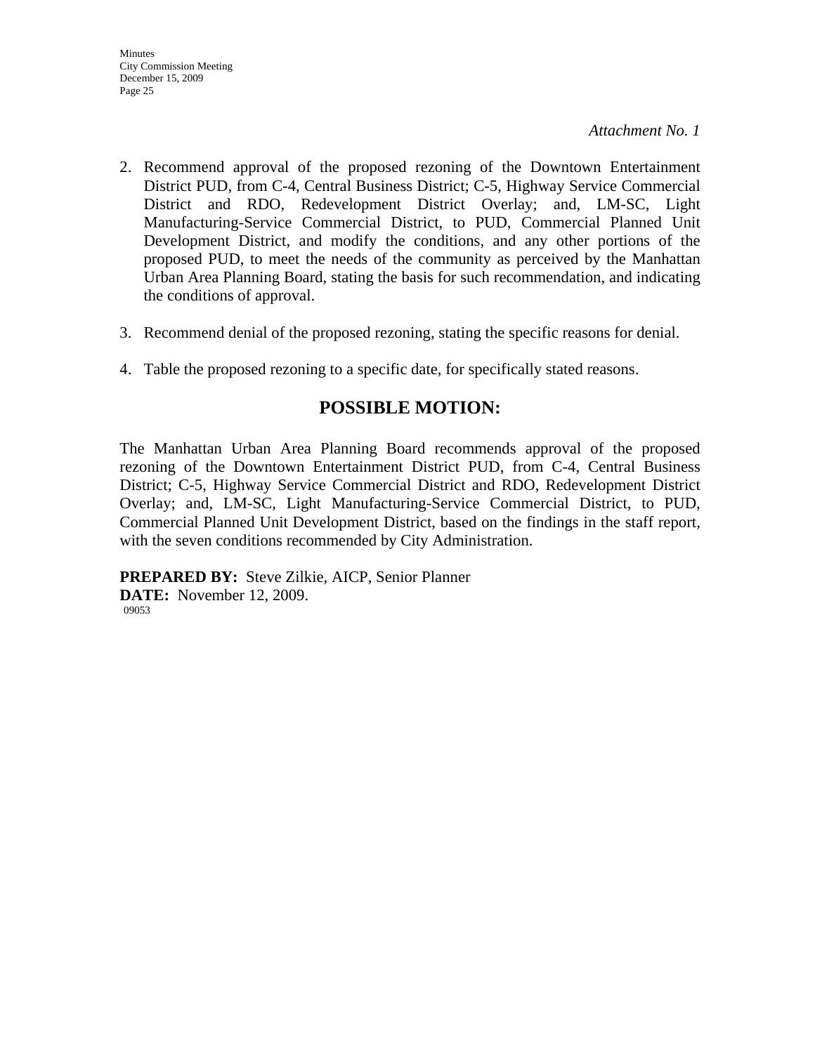*Attachment No. 1*

2. Recommend approval of the proposed rezoning of the Downtown Entertainment District PUD, from C-4, Central Business District; C-5, Highway Service Commercial District and RDO, Redevelopment District Overlay; and, LM-SC, Light Manufacturing-Service Commercial District, to PUD, Commercial Planned Unit Development District, and modify the conditions, and any other portions of the proposed PUD, to meet the needs of the community as perceived by the Manhattan Urban Area Planning Board, stating the basis for such recommendation, and indicating the conditions of approval.

3. Recommend denial of the proposed rezoning, stating the specific reasons for denial.

4. Table the proposed rezoning to a specific date, for specifically stated reasons.

## POSSIBLE MOTION:

The Manhattan Urban Area Planning Board recommends approval of the proposed rezoning of the Downtown Entertainment District PUD, from C-4, Central Business District; C-5, Highway Service Commercial District and RDO, Redevelopment District Overlay; and, LM-SC, Light Manufacturing-Service Commercial District, to PUD, Commercial Planned Unit Development District, based on the findings in the staff report, with the seven conditions recommended by City Administration.

**PREPARED BY:** Steve Zilkie, AICP, Senior Planner
**DATE:** November 12, 2009.
09053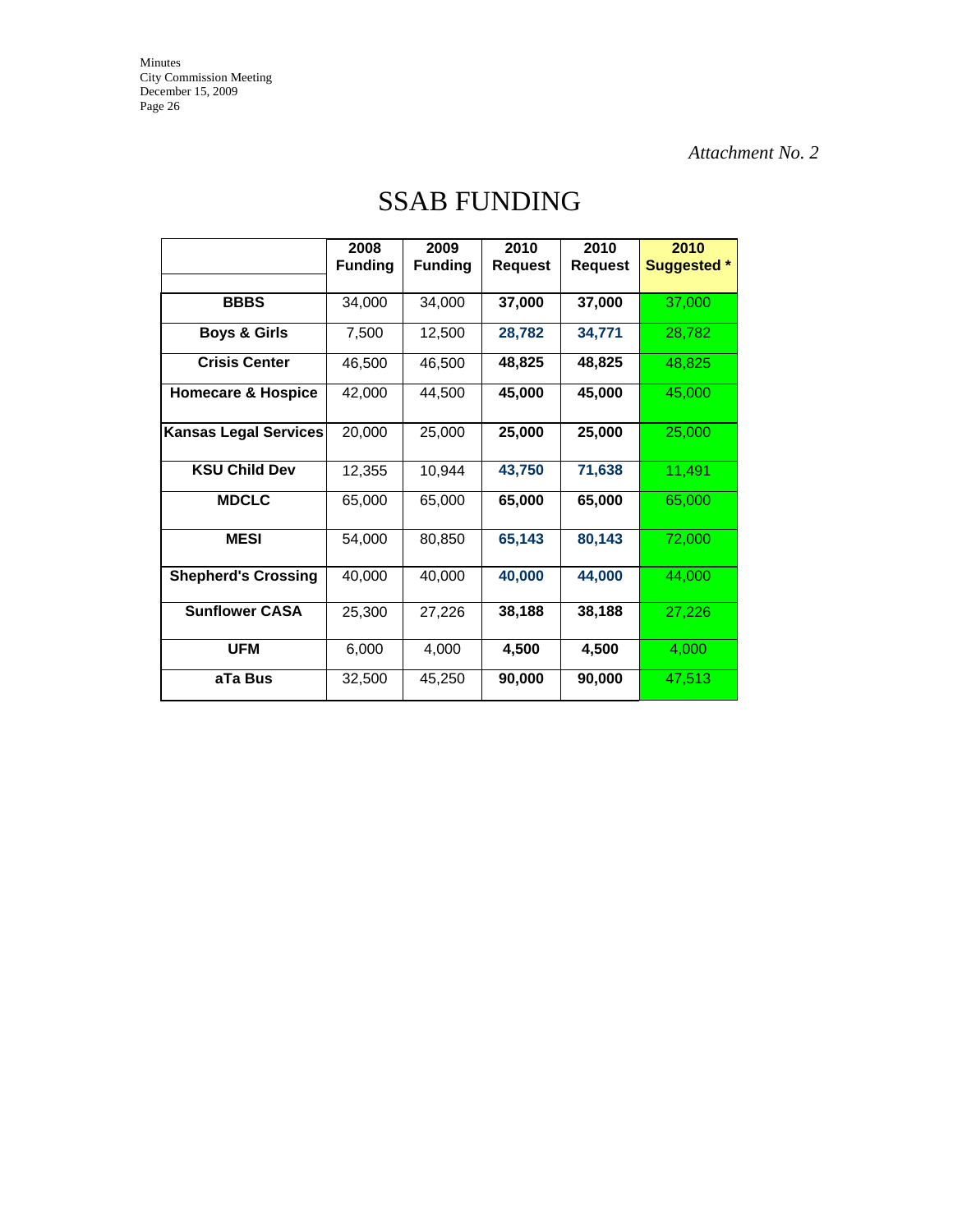*Attachment No. 2*

# SSAB FUNDING

| | 2008 Funding | 2009 Funding | 2010 Request | 2010 Request | 2010 Suggested * |
|---|---|---|---|---|---|
| **BBBS** | 34,000 | 34,000 | **37,000** | **37,000** | 37,000 |
| **Boys & Girls** | 7,500 | 12,500 | **28,782** | **34,771** | 28,782 |
| **Crisis Center** | 46,500 | 46,500 | **48,825** | **48,825** | 48,825 |
| **Homecare & Hospice** | 42,000 | 44,500 | **45,000** | **45,000** | 45,000 |
| **Kansas Legal Services** | 20,000 | 25,000 | **25,000** | **25,000** | 25,000 |
| **KSU Child Dev** | 12,355 | 10,944 | **43,750** | **71,638** | 11,491 |
| **MDCLC** | 65,000 | 65,000 | **65,000** | **65,000** | 65,000 |
| **MESI** | 54,000 | 80,850 | **65,143** | **80,143** | 72,000 |
| **Shepherd's Crossing** | 40,000 | 40,000 | **40,000** | **44,000** | 44,000 |
| **Sunflower CASA** | 25,300 | 27,226 | **38,188** | **38,188** | 27,226 |
| **UFM** | 6,000 | 4,000 | **4,500** | **4,500** | 4,000 |
| **aTa Bus** | 32,500 | 45,250 | **90,000** | **90,000** | 47,513 |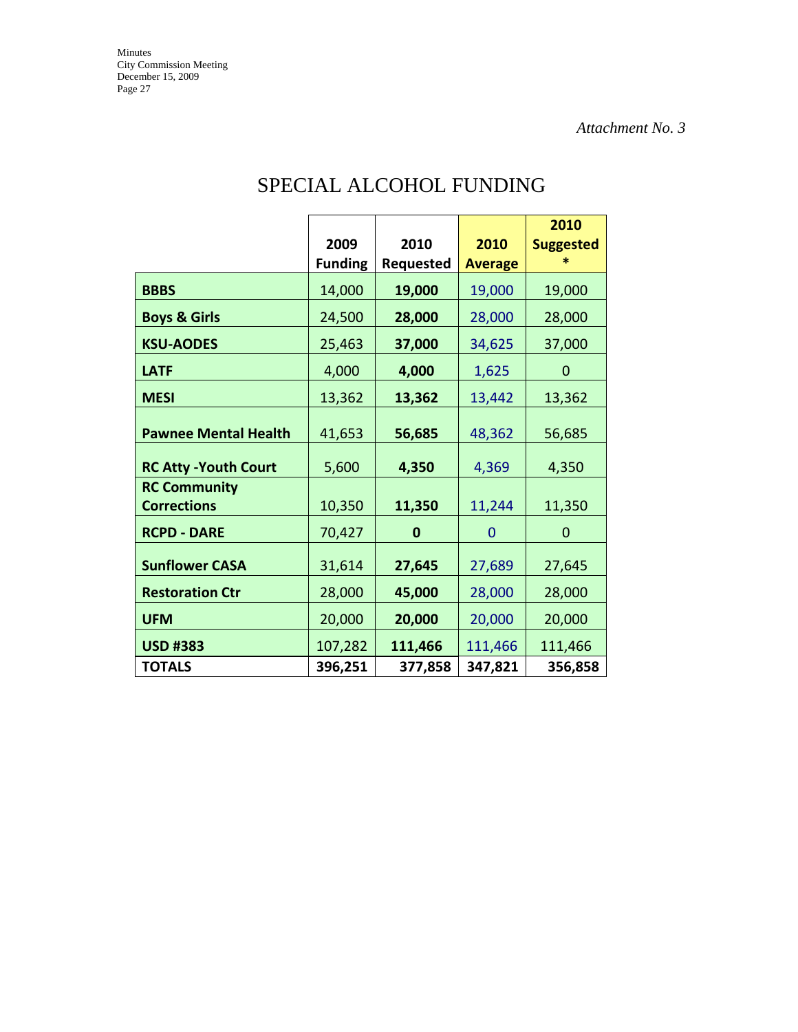*Attachment No. 3*

# SPECIAL ALCOHOL FUNDING

| | 2009 Funding | 2010 Requested | 2010 Average | 2010 Suggested * |
|---|---|---|---|---|
| **BBBS** | 14,000 | **19,000** | 19,000 | 19,000 |
| **Boys & Girls** | 24,500 | **28,000** | 28,000 | 28,000 |
| **KSU-AODES** | 25,463 | **37,000** | 34,625 | 37,000 |
| **LATF** | 4,000 | **4,000** | 1,625 | 0 |
| **MESI** | 13,362 | **13,362** | 13,442 | 13,362 |
| **Pawnee Mental Health** | 41,653 | **56,685** | 48,362 | 56,685 |
| **RC Atty -Youth Court** | 5,600 | **4,350** | 4,369 | 4,350 |
| **RC Community Corrections** | 10,350 | **11,350** | 11,244 | 11,350 |
| **RCPD - DARE** | 70,427 | **0** | 0 | 0 |
| **Sunflower CASA** | 31,614 | **27,645** | 27,689 | 27,645 |
| **Restoration Ctr** | 28,000 | **45,000** | 28,000 | 28,000 |
| **UFM** | 20,000 | **20,000** | 20,000 | 20,000 |
| **USD #383** | 107,282 | **111,466** | 111,466 | 111,466 |
| **TOTALS** | **396,251** | **377,858** | **347,821** | **356,858** |